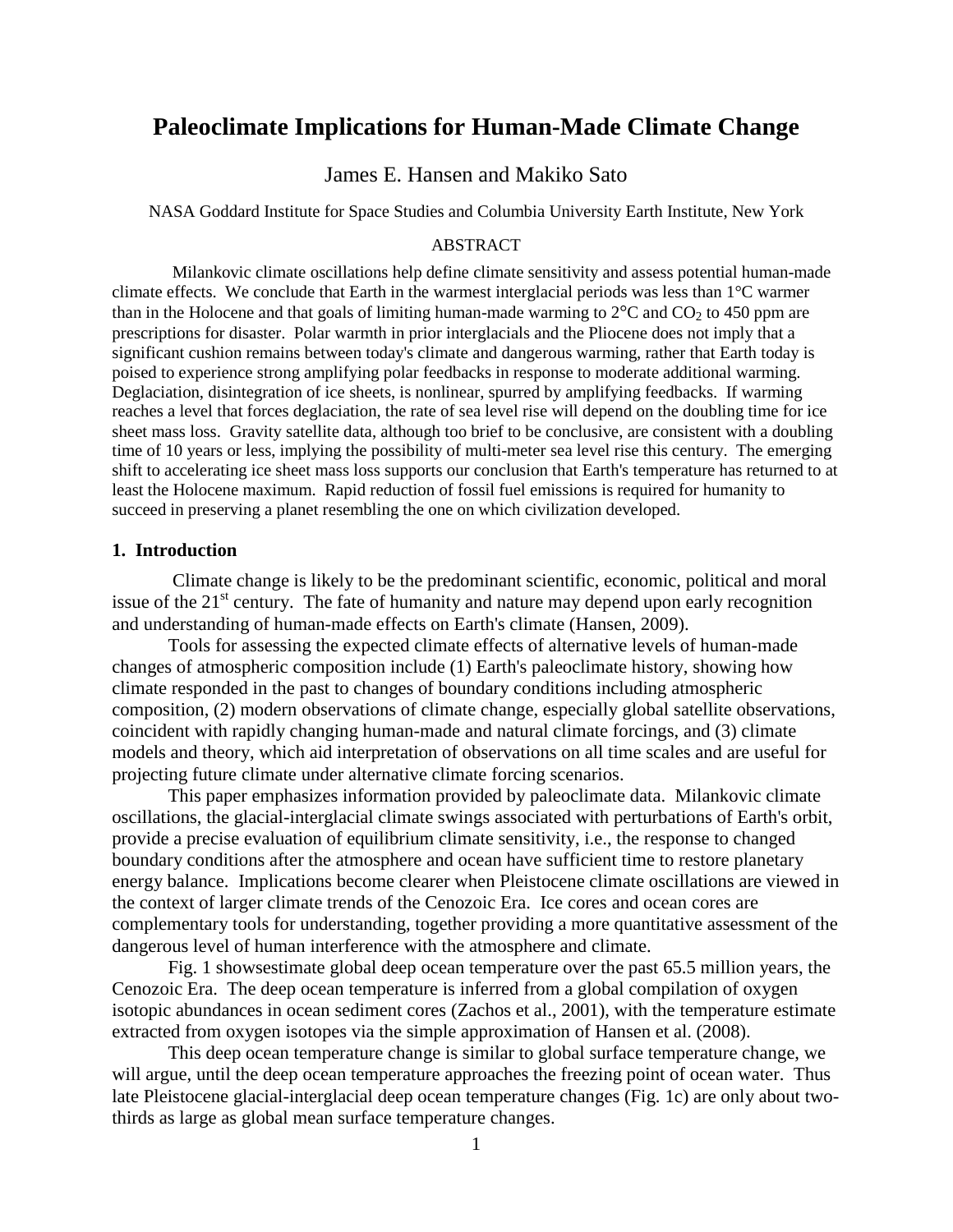# Paleoclimate Implications for Human-Made Climate Change

James E. Hansen and Makiko Sato

NASA Goddard Institute for Space Studies and Columbia University Earth Institute, New York

## ABSTRACT

Milankovic climate oscillations help define climate sensitivity and assess potential human-made climate effects. We conclude that Earth in the warmest interglacial periods was less than 1°C warmer than in the Holocene and that goals of limiting human-made warming to 2°C and $CO_2$ to 450 ppm are prescriptions for disaster. Polar warmth in prior interglacials and the Pliocene does not imply that a significant cushion remains between today's climate and dangerous warming, rather that Earth today is poised to experience strong amplifying polar feedbacks in response to moderate additional warming. Deglaciation, disintegration of ice sheets, is nonlinear, spurred by amplifying feedbacks. If warming reaches a level that forces deglaciation, the rate of sea level rise will depend on the doubling time for ice sheet mass loss. Gravity satellite data, although too brief to be conclusive, are consistent with a doubling time of 10 years or less, implying the possibility of multi-meter sea level rise this century. The emerging shift to accelerating ice sheet mass loss supports our conclusion that Earth's temperature has returned to at least the Holocene maximum. Rapid reduction of fossil fuel emissions is required for humanity to succeed in preserving a planet resembling the one on which civilization developed.

## 1. Introduction

Climate change is likely to be the predominant scientific, economic, political and moral issue of the 21st century. The fate of humanity and nature may depend upon early recognition and understanding of human-made effects on Earth's climate (Hansen, 2009).

Tools for assessing the expected climate effects of alternative levels of human-made changes of atmospheric composition include (1) Earth's paleoclimate history, showing how climate responded in the past to changes of boundary conditions including atmospheric composition, (2) modern observations of climate change, especially global satellite observations, coincident with rapidly changing human-made and natural climate forcings, and (3) climate models and theory, which aid interpretation of observations on all time scales and are useful for projecting future climate under alternative climate forcing scenarios.

This paper emphasizes information provided by paleoclimate data. Milankovic climate oscillations, the glacial-interglacial climate swings associated with perturbations of Earth's orbit, provide a precise evaluation of equilibrium climate sensitivity, i.e., the response to changed boundary conditions after the atmosphere and ocean have sufficient time to restore planetary energy balance. Implications become clearer when Pleistocene climate oscillations are viewed in the context of larger climate trends of the Cenozoic Era. Ice cores and ocean cores are complementary tools for understanding, together providing a more quantitative assessment of the dangerous level of human interference with the atmosphere and climate.

Fig. 1 showsestimate global deep ocean temperature over the past 65.5 million years, the Cenozoic Era. The deep ocean temperature is inferred from a global compilation of oxygen isotopic abundances in ocean sediment cores (Zachos et al., 2001), with the temperature estimate extracted from oxygen isotopes via the simple approximation of Hansen et al. (2008).

This deep ocean temperature change is similar to global surface temperature change, we will argue, until the deep ocean temperature approaches the freezing point of ocean water. Thus late Pleistocene glacial-interglacial deep ocean temperature changes (Fig. 1c) are only about two-thirds as large as global mean surface temperature changes.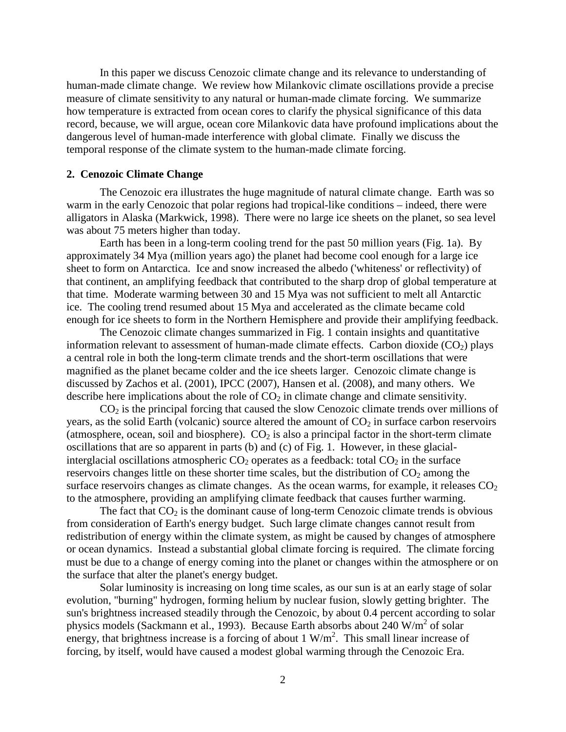In this paper we discuss Cenozoic climate change and its relevance to understanding of human-made climate change. We review how Milankovic climate oscillations provide a precise measure of climate sensitivity to any natural or human-made climate forcing. We summarize how temperature is extracted from ocean cores to clarify the physical significance of this data record, because, we will argue, ocean core Milankovic data have profound implications about the dangerous level of human-made interference with global climate. Finally we discuss the temporal response of the climate system to the human-made climate forcing.

## 2. Cenozoic Climate Change

The Cenozoic era illustrates the huge magnitude of natural climate change. Earth was so warm in the early Cenozoic that polar regions had tropical-like conditions – indeed, there were alligators in Alaska (Markwick, 1998). There were no large ice sheets on the planet, so sea level was about 75 meters higher than today.

Earth has been in a long-term cooling trend for the past 50 million years (Fig. 1a). By approximately 34 Mya (million years ago) the planet had become cool enough for a large ice sheet to form on Antarctica. Ice and snow increased the albedo ('whiteness' or reflectivity) of that continent, an amplifying feedback that contributed to the sharp drop of global temperature at that time. Moderate warming between 30 and 15 Mya was not sufficient to melt all Antarctic ice. The cooling trend resumed about 15 Mya and accelerated as the climate became cold enough for ice sheets to form in the Northern Hemisphere and provide their amplifying feedback.

The Cenozoic climate changes summarized in Fig. 1 contain insights and quantitative information relevant to assessment of human-made climate effects. Carbon dioxide ($CO_2$) plays a central role in both the long-term climate trends and the short-term oscillations that were magnified as the planet became colder and the ice sheets larger. Cenozoic climate change is discussed by Zachos et al. (2001), IPCC (2007), Hansen et al. (2008), and many others. We describe here implications about the role of $CO_2$ in climate change and climate sensitivity.

$CO_2$ is the principal forcing that caused the slow Cenozoic climate trends over millions of years, as the solid Earth (volcanic) source altered the amount of $CO_2$ in surface carbon reservoirs (atmosphere, ocean, soil and biosphere). $CO_2$ is also a principal factor in the short-term climate oscillations that are so apparent in parts (b) and (c) of Fig. 1. However, in these glacial-interglacial oscillations atmospheric $CO_2$ operates as a feedback: total $CO_2$ in the surface reservoirs changes little on these shorter time scales, but the distribution of $CO_2$ among the surface reservoirs changes as climate changes. As the ocean warms, for example, it releases $CO_2$ to the atmosphere, providing an amplifying climate feedback that causes further warming.

The fact that $CO_2$ is the dominant cause of long-term Cenozoic climate trends is obvious from consideration of Earth's energy budget. Such large climate changes cannot result from redistribution of energy within the climate system, as might be caused by changes of atmosphere or ocean dynamics. Instead a substantial global climate forcing is required. The climate forcing must be due to a change of energy coming into the planet or changes within the atmosphere or on the surface that alter the planet's energy budget.

Solar luminosity is increasing on long time scales, as our sun is at an early stage of solar evolution, "burning" hydrogen, forming helium by nuclear fusion, slowly getting brighter. The sun's brightness increased steadily through the Cenozoic, by about 0.4 percent according to solar physics models (Sackmann et al., 1993). Because Earth absorbs about 240 $W/m^2$ of solar energy, that brightness increase is a forcing of about 1 $W/m^2$. This small linear increase of forcing, by itself, would have caused a modest global warming through the Cenozoic Era.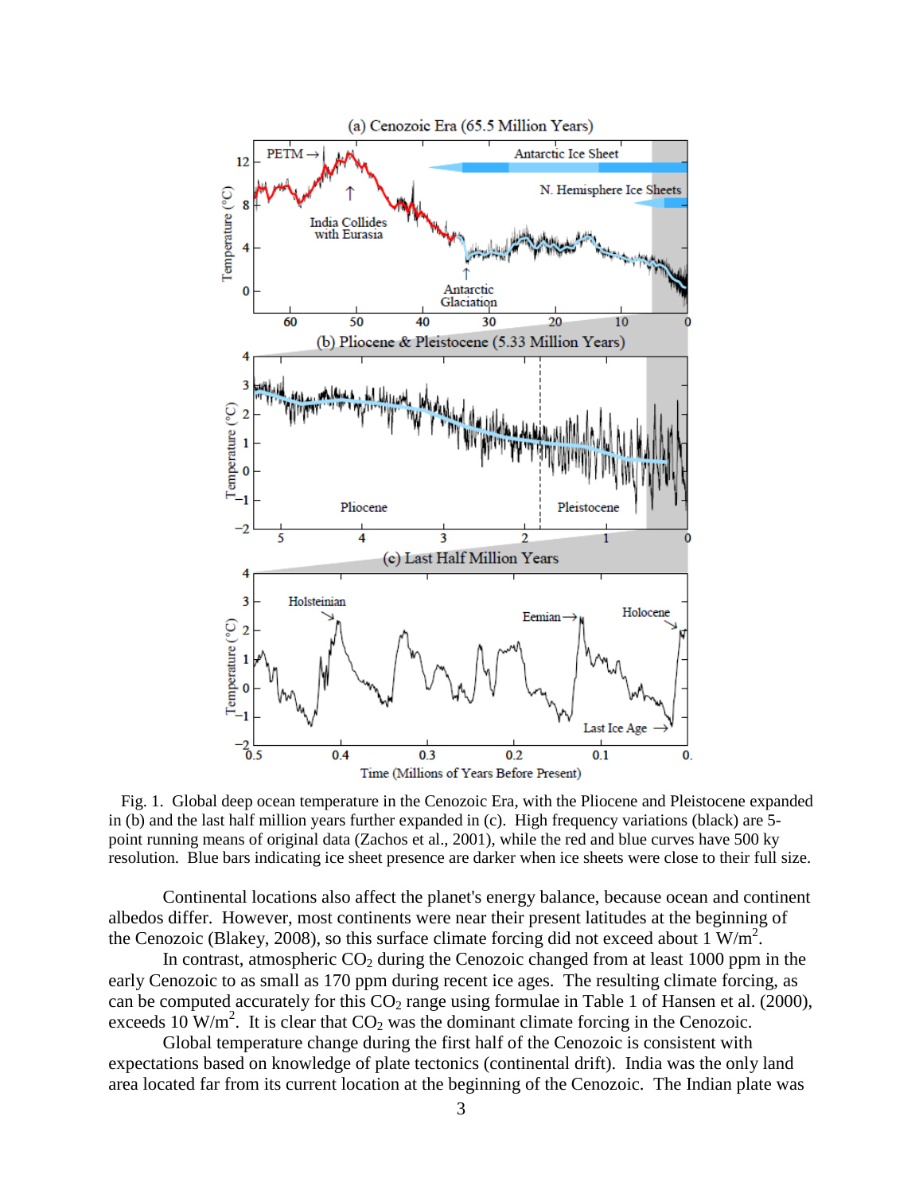Fig. 1. Global deep ocean temperature in the Cenozoic Era, with the Pliocene and Pleistocene expanded in (b) and the last half million years further expanded in (c). High frequency variations (black) are 5-point running means of original data (Zachos et al., 2001), while the red and blue curves have 500 ky resolution. Blue bars indicating ice sheet presence are darker when ice sheets were close to their full size.

Continental locations also affect the planet's energy balance, because ocean and continent albedos differ. However, most continents were near their present latitudes at the beginning of the Cenozoic (Blakey, 2008), so this surface climate forcing did not exceed about 1 W/m$^2$.

In contrast, atmospheric $CO_2$ during the Cenozoic changed from at least 1000 ppm in the early Cenozoic to as small as 170 ppm during recent ice ages. The resulting climate forcing, as can be computed accurately for this $CO_2$ range using formulae in Table 1 of Hansen et al. (2000), exceeds 10 W/m$^2$. It is clear that $CO_2$ was the dominant climate forcing in the Cenozoic.

Global temperature change during the first half of the Cenozoic is consistent with expectations based on knowledge of plate tectonics (continental drift). India was the only land area located far from its current location at the beginning of the Cenozoic. The Indian plate was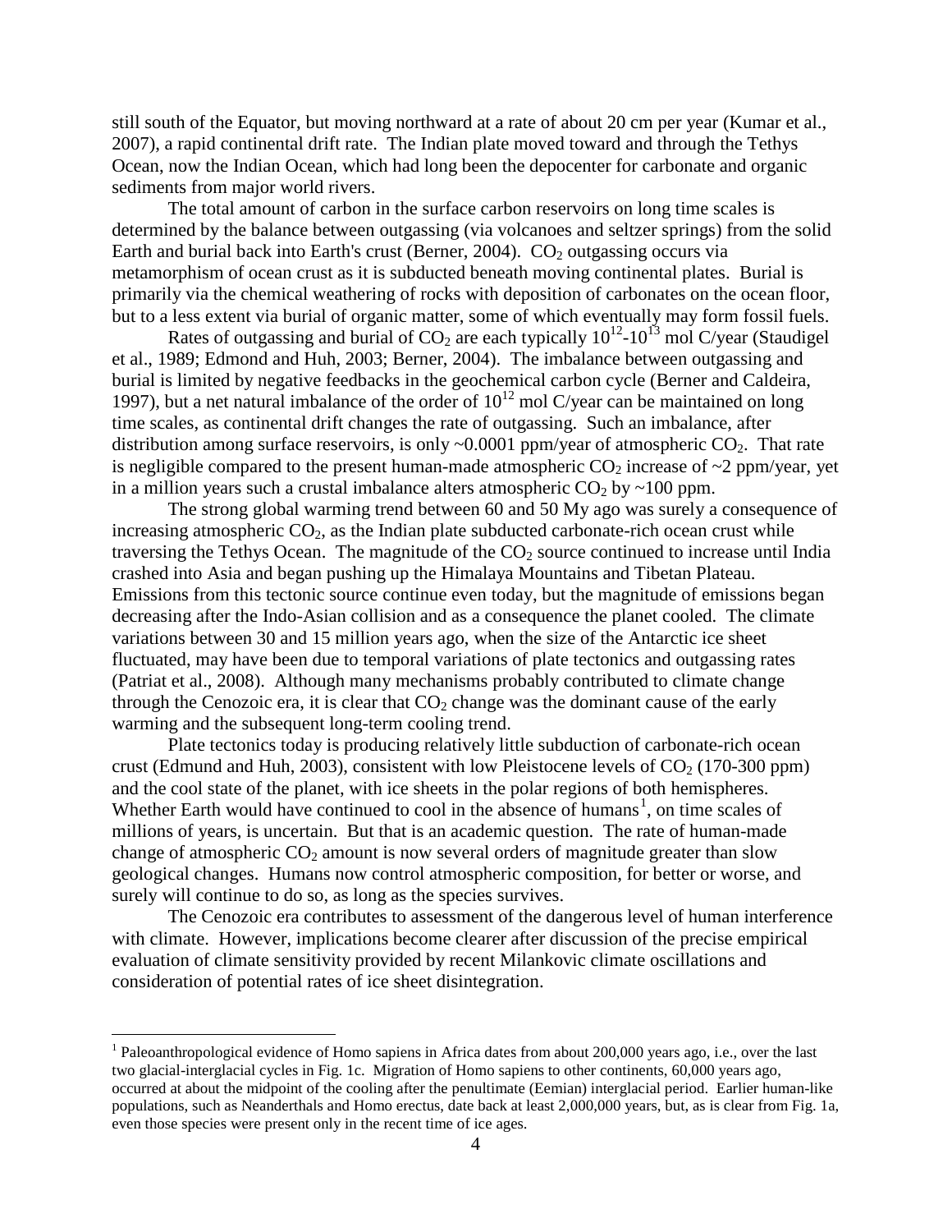still south of the Equator, but moving northward at a rate of about 20 cm per year (Kumar et al., 2007), a rapid continental drift rate. The Indian plate moved toward and through the Tethys Ocean, now the Indian Ocean, which had long been the depocenter for carbonate and organic sediments from major world rivers.

The total amount of carbon in the surface carbon reservoirs on long time scales is determined by the balance between outgassing (via volcanoes and seltzer springs) from the solid Earth and burial back into Earth's crust (Berner, 2004). $CO_2$ outgassing occurs via metamorphism of ocean crust as it is subducted beneath moving continental plates. Burial is primarily via the chemical weathering of rocks with deposition of carbonates on the ocean floor, but to a less extent via burial of organic matter, some of which eventually may form fossil fuels.

Rates of outgassing and burial of $CO_2$ are each typically $10^{12}$-$10^{13}$ mol C/year (Staudigel et al., 1989; Edmond and Huh, 2003; Berner, 2004). The imbalance between outgassing and burial is limited by negative feedbacks in the geochemical carbon cycle (Berner and Caldeira, 1997), but a net natural imbalance of the order of $10^{12}$ mol C/year can be maintained on long time scales, as continental drift changes the rate of outgassing. Such an imbalance, after distribution among surface reservoirs, is only ~0.0001 ppm/year of atmospheric $CO_2$. That rate is negligible compared to the present human-made atmospheric $CO_2$ increase of ~2 ppm/year, yet in a million years such a crustal imbalance alters atmospheric $CO_2$ by ~100 ppm.

The strong global warming trend between 60 and 50 My ago was surely a consequence of increasing atmospheric $CO_2$, as the Indian plate subducted carbonate-rich ocean crust while traversing the Tethys Ocean. The magnitude of the $CO_2$ source continued to increase until India crashed into Asia and began pushing up the Himalaya Mountains and Tibetan Plateau. Emissions from this tectonic source continue even today, but the magnitude of emissions began decreasing after the Indo-Asian collision and as a consequence the planet cooled. The climate variations between 30 and 15 million years ago, when the size of the Antarctic ice sheet fluctuated, may have been due to temporal variations of plate tectonics and outgassing rates (Patriat et al., 2008). Although many mechanisms probably contributed to climate change through the Cenozoic era, it is clear that $CO_2$ change was the dominant cause of the early warming and the subsequent long-term cooling trend.

Plate tectonics today is producing relatively little subduction of carbonate-rich ocean crust (Edmund and Huh, 2003), consistent with low Pleistocene levels of $CO_2$ (170-300 ppm) and the cool state of the planet, with ice sheets in the polar regions of both hemispheres. Whether Earth would have continued to cool in the absence of humans[1], on time scales of millions of years, is uncertain. But that is an academic question. The rate of human-made change of atmospheric $CO_2$ amount is now several orders of magnitude greater than slow geological changes. Humans now control atmospheric composition, for better or worse, and surely will continue to do so, as long as the species survives.

The Cenozoic era contributes to assessment of the dangerous level of human interference with climate. However, implications become clearer after discussion of the precise empirical evaluation of climate sensitivity provided by recent Milankovic climate oscillations and consideration of potential rates of ice sheet disintegration.

---

[1] Paleoanthropological evidence of Homo sapiens in Africa dates from about 200,000 years ago, i.e., over the last two glacial-interglacial cycles in Fig. 1c. Migration of Homo sapiens to other continents, 60,000 years ago, occurred at about the midpoint of the cooling after the penultimate (Eemian) interglacial period. Earlier human-like populations, such as Neanderthals and Homo erectus, date back at least 2,000,000 years, but, as is clear from Fig. 1a, even those species were present only in the recent time of ice ages.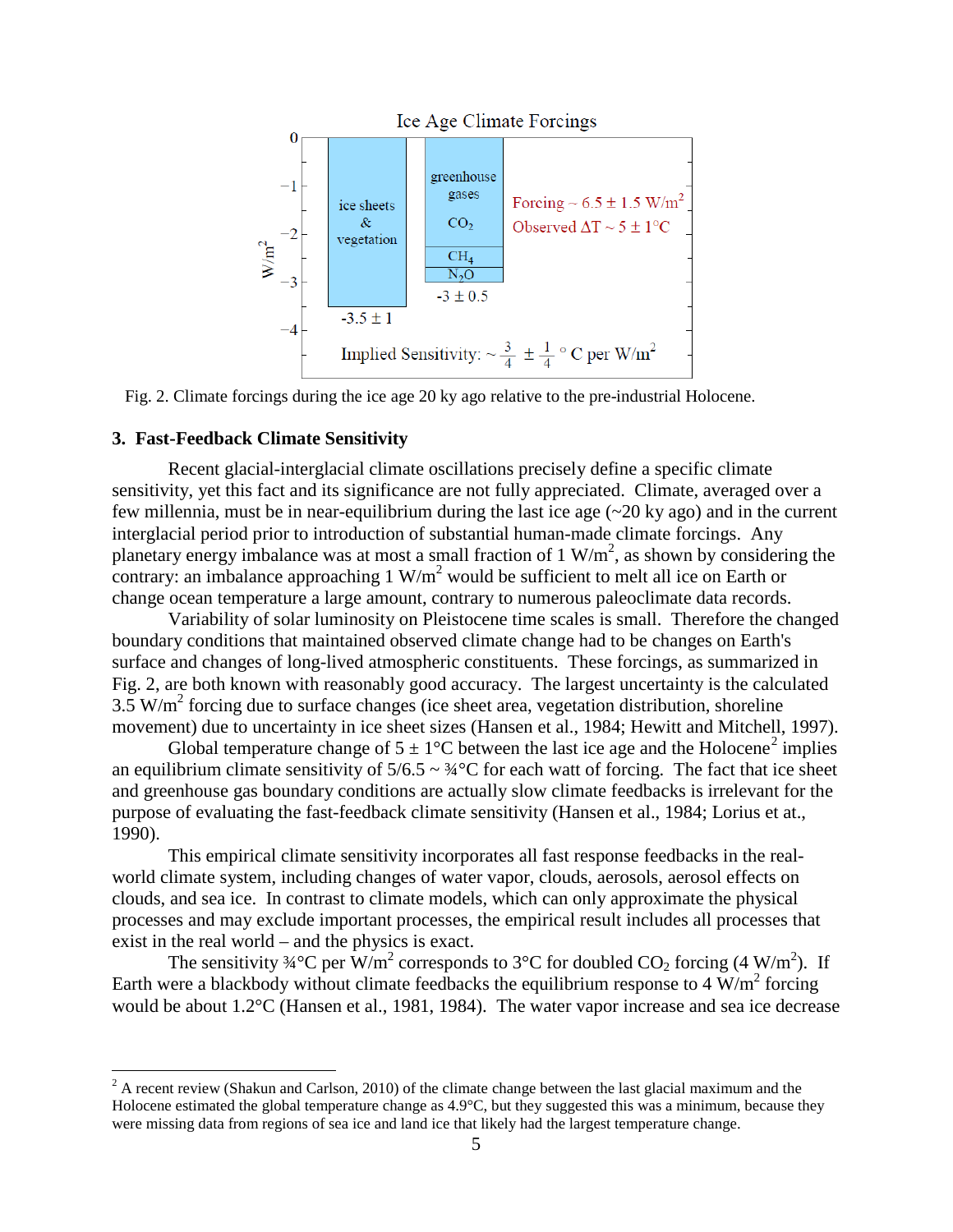Fig. 2. Climate forcings during the ice age 20 ky ago relative to the pre-industrial Holocene.

### 3. Fast-Feedback Climate Sensitivity

Recent glacial-interglacial climate oscillations precisely define a specific climate sensitivity, yet this fact and its significance are not fully appreciated. Climate, averaged over a few millennia, must be in near-equilibrium during the last ice age (~20 ky ago) and in the current interglacial period prior to introduction of substantial human-made climate forcings. Any planetary energy imbalance was at most a small fraction of 1 $W/m^2$, as shown by considering the contrary: an imbalance approaching 1 $W/m^2$ would be sufficient to melt all ice on Earth or change ocean temperature a large amount, contrary to numerous paleoclimate data records.

Variability of solar luminosity on Pleistocene time scales is small. Therefore the changed boundary conditions that maintained observed climate change had to be changes on Earth's surface and changes of long-lived atmospheric constituents. These forcings, as summarized in Fig. 2, are both known with reasonably good accuracy. The largest uncertainty is the calculated 3.5 $W/m^2$ forcing due to surface changes (ice sheet area, vegetation distribution, shoreline movement) due to uncertainty in ice sheet sizes (Hansen et al., 1984; Hewitt and Mitchell, 1997).

Global temperature change of 5 ± 1°C between the last ice age and the Holocene[2] implies an equilibrium climate sensitivity of 5/6.5 ~ ¾°C for each watt of forcing. The fact that ice sheet and greenhouse gas boundary conditions are actually slow climate feedbacks is irrelevant for the purpose of evaluating the fast-feedback climate sensitivity (Hansen et al., 1984; Lorius et at., 1990).

This empirical climate sensitivity incorporates all fast response feedbacks in the real-world climate system, including changes of water vapor, clouds, aerosols, aerosol effects on clouds, and sea ice. In contrast to climate models, which can only approximate the physical processes and may exclude important processes, the empirical result includes all processes that exist in the real world – and the physics is exact.

The sensitivity ¾°C per $W/m^2$ corresponds to 3°C for doubled $CO_2$ forcing (4 $W/m^2$). If Earth were a blackbody without climate feedbacks the equilibrium response to 4 $W/m^2$ forcing would be about 1.2°C (Hansen et al., 1981, 1984). The water vapor increase and sea ice decrease

[2] A recent review (Shakun and Carlson, 2010) of the climate change between the last glacial maximum and the Holocene estimated the global temperature change as 4.9°C, but they suggested this was a minimum, because they were missing data from regions of sea ice and land ice that likely had the largest temperature change.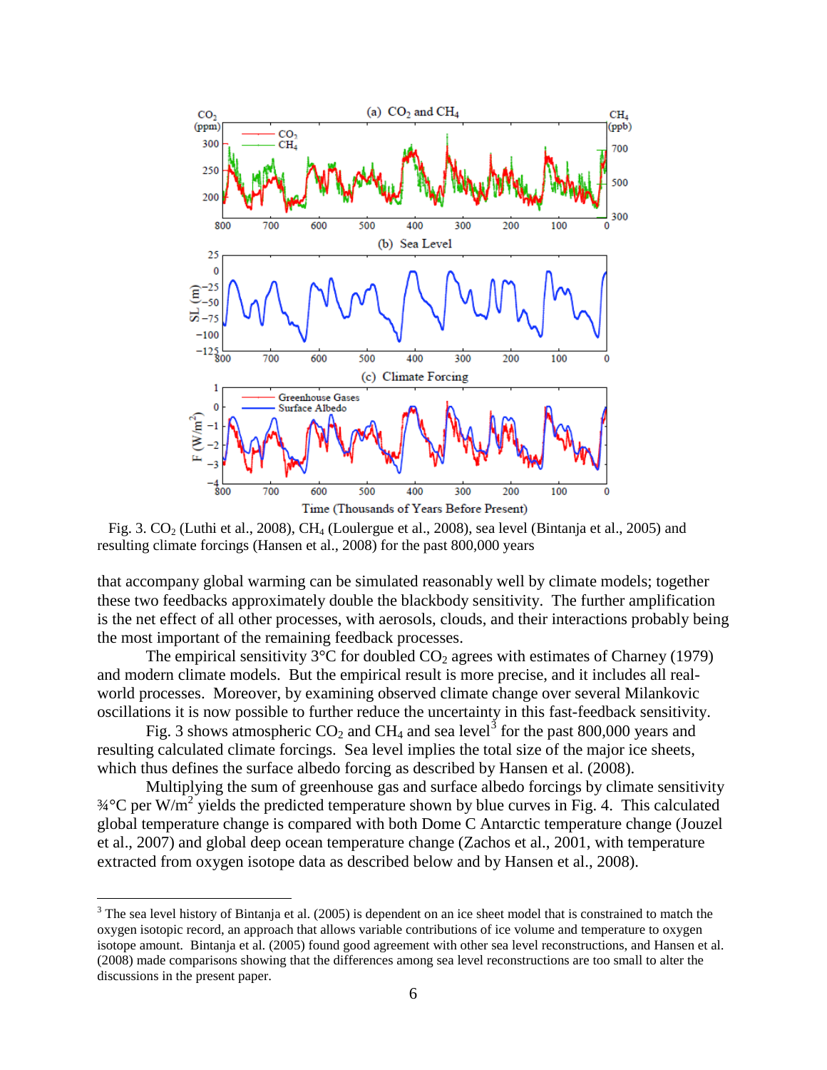Fig. 3. $CO_2$ (Luthi et al., 2008), $CH_4$ (Loulergue et al., 2008), sea level (Bintanja et al., 2005) and resulting climate forcings (Hansen et al., 2008) for the past 800,000 years

that accompany global warming can be simulated reasonably well by climate models; together these two feedbacks approximately double the blackbody sensitivity. The further amplification is the net effect of all other processes, with aerosols, clouds, and their interactions probably being the most important of the remaining feedback processes.

The empirical sensitivity 3°C for doubled $CO_2$ agrees with estimates of Charney (1979) and modern climate models. But the empirical result is more precise, and it includes all real-world processes. Moreover, by examining observed climate change over several Milankovic oscillations it is now possible to further reduce the uncertainty in this fast-feedback sensitivity.

Fig. 3 shows atmospheric $CO_2$ and $CH_4$ and sea level[3] for the past 800,000 years and resulting calculated climate forcings. Sea level implies the total size of the major ice sheets, which thus defines the surface albedo forcing as described by Hansen et al. (2008).

Multiplying the sum of greenhouse gas and surface albedo forcings by climate sensitivity ¾°C per W/m$^2$ yields the predicted temperature shown by blue curves in Fig. 4. This calculated global temperature change is compared with both Dome C Antarctic temperature change (Jouzel et al., 2007) and global deep ocean temperature change (Zachos et al., 2001, with temperature extracted from oxygen isotope data as described below and by Hansen et al., 2008).

---

[3] The sea level history of Bintanja et al. (2005) is dependent on an ice sheet model that is constrained to match the oxygen isotopic record, an approach that allows variable contributions of ice volume and temperature to oxygen isotope amount. Bintanja et al. (2005) found good agreement with other sea level reconstructions, and Hansen et al. (2008) made comparisons showing that the differences among sea level reconstructions are too small to alter the discussions in the present paper.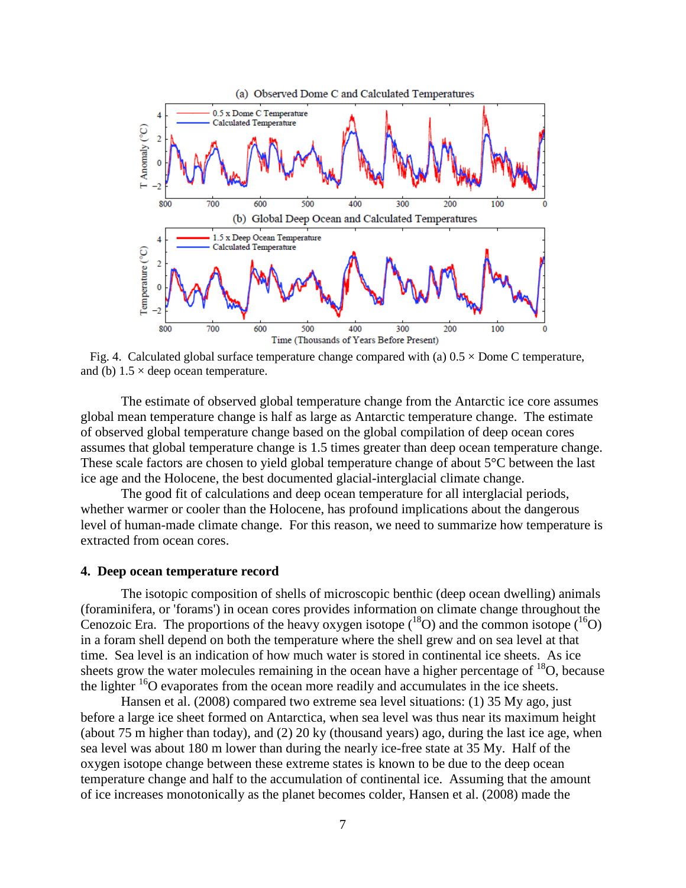Fig. 4. Calculated global surface temperature change compared with (a) 0.5 × Dome C temperature, and (b) 1.5 × deep ocean temperature.

The estimate of observed global temperature change from the Antarctic ice core assumes global mean temperature change is half as large as Antarctic temperature change. The estimate of observed global temperature change based on the global compilation of deep ocean cores assumes that global temperature change is 1.5 times greater than deep ocean temperature change. These scale factors are chosen to yield global temperature change of about 5°C between the last ice age and the Holocene, the best documented glacial-interglacial climate change.

The good fit of calculations and deep ocean temperature for all interglacial periods, whether warmer or cooler than the Holocene, has profound implications about the dangerous level of human-made climate change. For this reason, we need to summarize how temperature is extracted from ocean cores.

## 4. Deep ocean temperature record

The isotopic composition of shells of microscopic benthic (deep ocean dwelling) animals (foraminifera, or 'forams') in ocean cores provides information on climate change throughout the Cenozoic Era. The proportions of the heavy oxygen isotope ($^{18}O$) and the common isotope ($^{16}O$) in a foram shell depend on both the temperature where the shell grew and on sea level at that time. Sea level is an indication of how much water is stored in continental ice sheets. As ice sheets grow the water molecules remaining in the ocean have a higher percentage of $^{18}O$, because the lighter $^{16}O$ evaporates from the ocean more readily and accumulates in the ice sheets.

Hansen et al. (2008) compared two extreme sea level situations: (1) 35 My ago, just before a large ice sheet formed on Antarctica, when sea level was thus near its maximum height (about 75 m higher than today), and (2) 20 ky (thousand years) ago, during the last ice age, when sea level was about 180 m lower than during the nearly ice-free state at 35 My. Half of the oxygen isotope change between these extreme states is known to be due to the deep ocean temperature change and half to the accumulation of continental ice. Assuming that the amount of ice increases monotonically as the planet becomes colder, Hansen et al. (2008) made the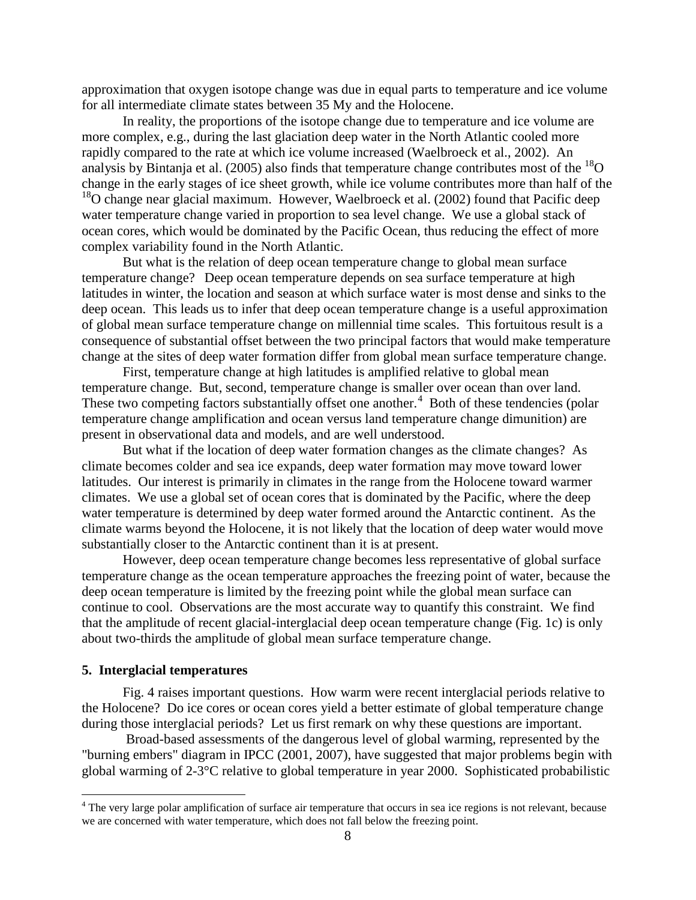approximation that oxygen isotope change was due in equal parts to temperature and ice volume for all intermediate climate states between 35 My and the Holocene.

In reality, the proportions of the isotope change due to temperature and ice volume are more complex, e.g., during the last glaciation deep water in the North Atlantic cooled more rapidly compared to the rate at which ice volume increased (Waelbroeck et al., 2002). An analysis by Bintanja et al. (2005) also finds that temperature change contributes most of the $^{18}O$ change in the early stages of ice sheet growth, while ice volume contributes more than half of the $^{18}O$ change near glacial maximum. However, Waelbroeck et al. (2002) found that Pacific deep water temperature change varied in proportion to sea level change. We use a global stack of ocean cores, which would be dominated by the Pacific Ocean, thus reducing the effect of more complex variability found in the North Atlantic.

But what is the relation of deep ocean temperature change to global mean surface temperature change? Deep ocean temperature depends on sea surface temperature at high latitudes in winter, the location and season at which surface water is most dense and sinks to the deep ocean. This leads us to infer that deep ocean temperature change is a useful approximation of global mean surface temperature change on millennial time scales. This fortuitous result is a consequence of substantial offset between the two principal factors that would make temperature change at the sites of deep water formation differ from global mean surface temperature change.

First, temperature change at high latitudes is amplified relative to global mean temperature change. But, second, temperature change is smaller over ocean than over land. These two competing factors substantially offset one another.[4] Both of these tendencies (polar temperature change amplification and ocean versus land temperature change dimunition) are present in observational data and models, and are well understood.

But what if the location of deep water formation changes as the climate changes? As climate becomes colder and sea ice expands, deep water formation may move toward lower latitudes. Our interest is primarily in climates in the range from the Holocene toward warmer climates. We use a global set of ocean cores that is dominated by the Pacific, where the deep water temperature is determined by deep water formed around the Antarctic continent. As the climate warms beyond the Holocene, it is not likely that the location of deep water would move substantially closer to the Antarctic continent than it is at present.

However, deep ocean temperature change becomes less representative of global surface temperature change as the ocean temperature approaches the freezing point of water, because the deep ocean temperature is limited by the freezing point while the global mean surface can continue to cool. Observations are the most accurate way to quantify this constraint. We find that the amplitude of recent glacial-interglacial deep ocean temperature change (Fig. 1c) is only about two-thirds the amplitude of global mean surface temperature change.

## 5. Interglacial temperatures

Fig. 4 raises important questions. How warm were recent interglacial periods relative to the Holocene? Do ice cores or ocean cores yield a better estimate of global temperature change during those interglacial periods? Let us first remark on why these questions are important.

Broad-based assessments of the dangerous level of global warming, represented by the "burning embers" diagram in IPCC (2001, 2007), have suggested that major problems begin with global warming of 2-3°C relative to global temperature in year 2000. Sophisticated probabilistic

[4] The very large polar amplification of surface air temperature that occurs in sea ice regions is not relevant, because we are concerned with water temperature, which does not fall below the freezing point.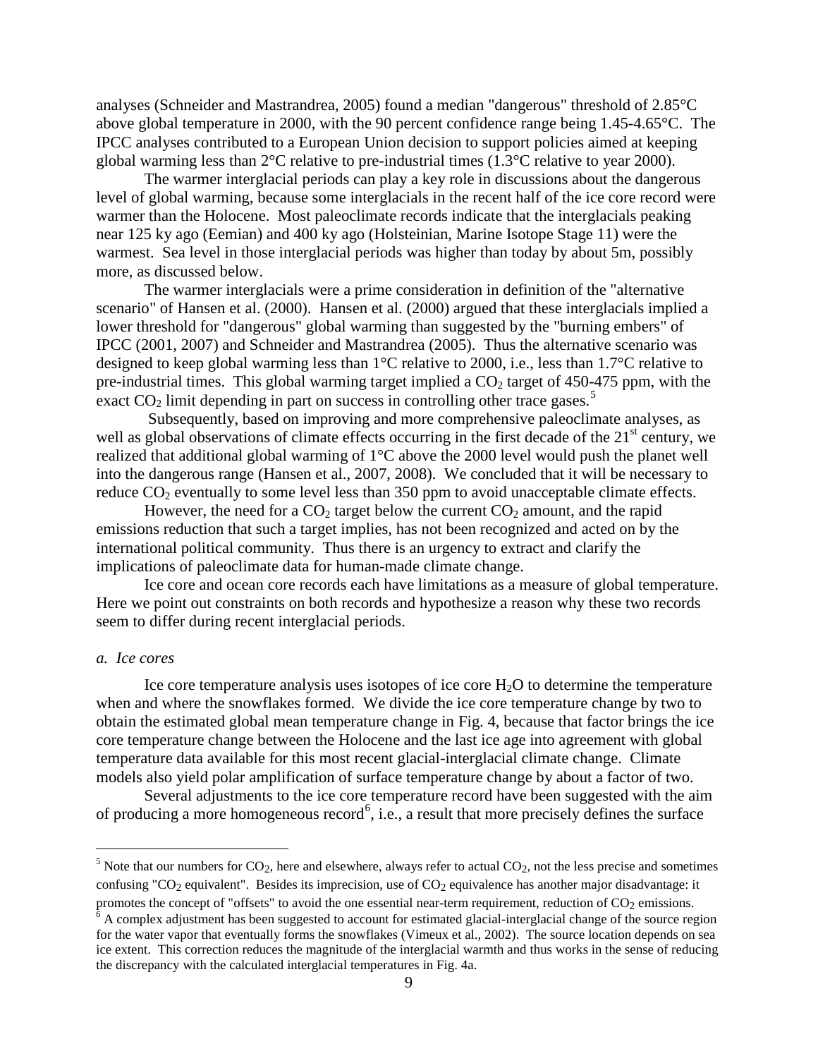analyses (Schneider and Mastrandrea, 2005) found a median "dangerous" threshold of 2.85°C above global temperature in 2000, with the 90 percent confidence range being 1.45-4.65°C. The IPCC analyses contributed to a European Union decision to support policies aimed at keeping global warming less than 2°C relative to pre-industrial times (1.3°C relative to year 2000).

The warmer interglacial periods can play a key role in discussions about the dangerous level of global warming, because some interglacials in the recent half of the ice core record were warmer than the Holocene. Most paleoclimate records indicate that the interglacials peaking near 125 ky ago (Eemian) and 400 ky ago (Holsteinian, Marine Isotope Stage 11) were the warmest. Sea level in those interglacial periods was higher than today by about 5m, possibly more, as discussed below.

The warmer interglacials were a prime consideration in definition of the "alternative scenario" of Hansen et al. (2000). Hansen et al. (2000) argued that these interglacials implied a lower threshold for "dangerous" global warming than suggested by the "burning embers" of IPCC (2001, 2007) and Schneider and Mastrandrea (2005). Thus the alternative scenario was designed to keep global warming less than 1°C relative to 2000, i.e., less than 1.7°C relative to pre-industrial times. This global warming target implied a $CO_2$ target of 450-475 ppm, with the exact $CO_2$ limit depending in part on success in controlling other trace gases.[5]

Subsequently, based on improving and more comprehensive paleoclimate analyses, as well as global observations of climate effects occurring in the first decade of the 21[st] century, we realized that additional global warming of 1°C above the 2000 level would push the planet well into the dangerous range (Hansen et al., 2007, 2008). We concluded that it will be necessary to reduce $CO_2$ eventually to some level less than 350 ppm to avoid unacceptable climate effects.

However, the need for a $CO_2$ target below the current $CO_2$ amount, and the rapid emissions reduction that such a target implies, has not been recognized and acted on by the international political community. Thus there is an urgency to extract and clarify the implications of paleoclimate data for human-made climate change.

Ice core and ocean core records each have limitations as a measure of global temperature. Here we point out constraints on both records and hypothesize a reason why these two records seem to differ during recent interglacial periods.

*a. Ice cores*

Ice core temperature analysis uses isotopes of ice core $H_2O$ to determine the temperature when and where the snowflakes formed. We divide the ice core temperature change by two to obtain the estimated global mean temperature change in Fig. 4, because that factor brings the ice core temperature change between the Holocene and the last ice age into agreement with global temperature data available for this most recent glacial-interglacial climate change. Climate models also yield polar amplification of surface temperature change by about a factor of two.

Several adjustments to the ice core temperature record have been suggested with the aim of producing a more homogeneous record[6], i.e., a result that more precisely defines the surface

---

[5] Note that our numbers for $CO_2$, here and elsewhere, always refer to actual $CO_2$, not the less precise and sometimes confusing "$CO_2$ equivalent". Besides its imprecision, use of $CO_2$ equivalence has another major disadvantage: it promotes the concept of "offsets" to avoid the one essential near-term requirement, reduction of $CO_2$ emissions.

[6] A complex adjustment has been suggested to account for estimated glacial-interglacial change of the source region for the water vapor that eventually forms the snowflakes (Vimeux et al., 2002). The source location depends on sea ice extent. This correction reduces the magnitude of the interglacial warmth and thus works in the sense of reducing the discrepancy with the calculated interglacial temperatures in Fig. 4a.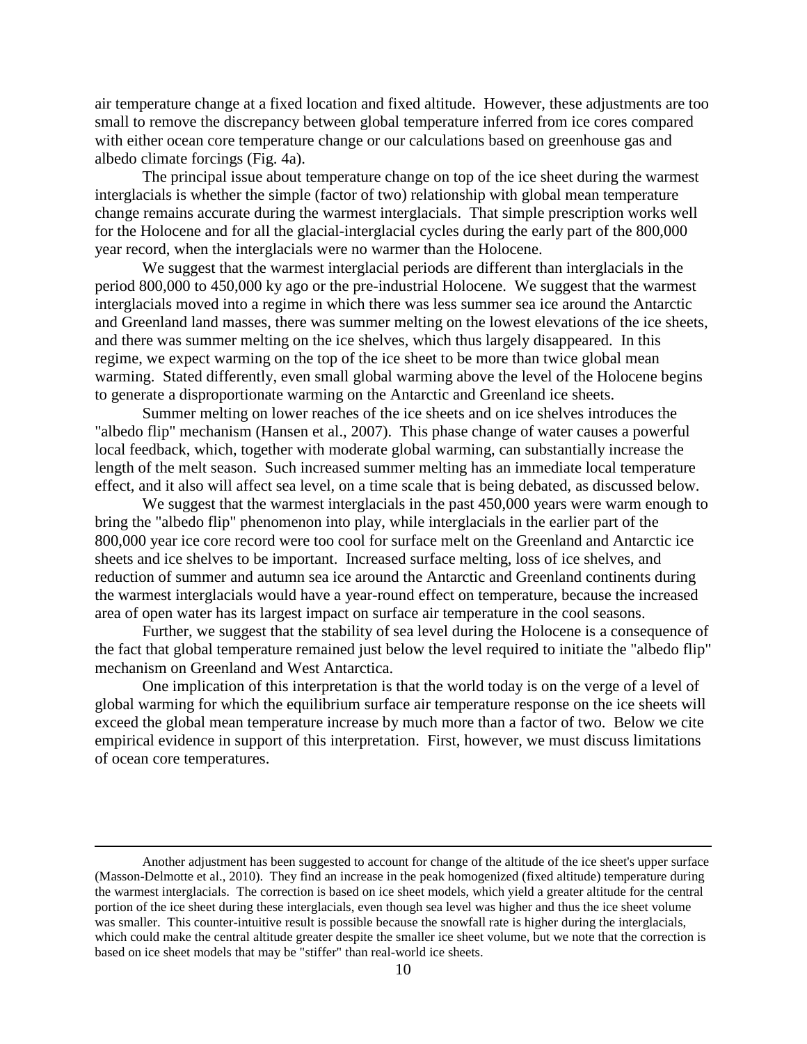air temperature change at a fixed location and fixed altitude. However, these adjustments are too small to remove the discrepancy between global temperature inferred from ice cores compared with either ocean core temperature change or our calculations based on greenhouse gas and albedo climate forcings (Fig. 4a).

The principal issue about temperature change on top of the ice sheet during the warmest interglacials is whether the simple (factor of two) relationship with global mean temperature change remains accurate during the warmest interglacials. That simple prescription works well for the Holocene and for all the glacial-interglacial cycles during the early part of the 800,000 year record, when the interglacials were no warmer than the Holocene.

We suggest that the warmest interglacial periods are different than interglacials in the period 800,000 to 450,000 ky ago or the pre-industrial Holocene. We suggest that the warmest interglacials moved into a regime in which there was less summer sea ice around the Antarctic and Greenland land masses, there was summer melting on the lowest elevations of the ice sheets, and there was summer melting on the ice shelves, which thus largely disappeared. In this regime, we expect warming on the top of the ice sheet to be more than twice global mean warming. Stated differently, even small global warming above the level of the Holocene begins to generate a disproportionate warming on the Antarctic and Greenland ice sheets.

Summer melting on lower reaches of the ice sheets and on ice shelves introduces the "albedo flip" mechanism (Hansen et al., 2007). This phase change of water causes a powerful local feedback, which, together with moderate global warming, can substantially increase the length of the melt season. Such increased summer melting has an immediate local temperature effect, and it also will affect sea level, on a time scale that is being debated, as discussed below.

We suggest that the warmest interglacials in the past 450,000 years were warm enough to bring the "albedo flip" phenomenon into play, while interglacials in the earlier part of the 800,000 year ice core record were too cool for surface melt on the Greenland and Antarctic ice sheets and ice shelves to be important. Increased surface melting, loss of ice shelves, and reduction of summer and autumn sea ice around the Antarctic and Greenland continents during the warmest interglacials would have a year-round effect on temperature, because the increased area of open water has its largest impact on surface air temperature in the cool seasons.

Further, we suggest that the stability of sea level during the Holocene is a consequence of the fact that global temperature remained just below the level required to initiate the "albedo flip" mechanism on Greenland and West Antarctica.

One implication of this interpretation is that the world today is on the verge of a level of global warming for which the equilibrium surface air temperature response on the ice sheets will exceed the global mean temperature increase by much more than a factor of two. Below we cite empirical evidence in support of this interpretation. First, however, we must discuss limitations of ocean core temperatures.

---

Another adjustment has been suggested to account for change of the altitude of the ice sheet's upper surface (Masson-Delmotte et al., 2010). They find an increase in the peak homogenized (fixed altitude) temperature during the warmest interglacials. The correction is based on ice sheet models, which yield a greater altitude for the central portion of the ice sheet during these interglacials, even though sea level was higher and thus the ice sheet volume was smaller. This counter-intuitive result is possible because the snowfall rate is higher during the interglacials, which could make the central altitude greater despite the smaller ice sheet volume, but we note that the correction is based on ice sheet models that may be "stiffer" than real-world ice sheets.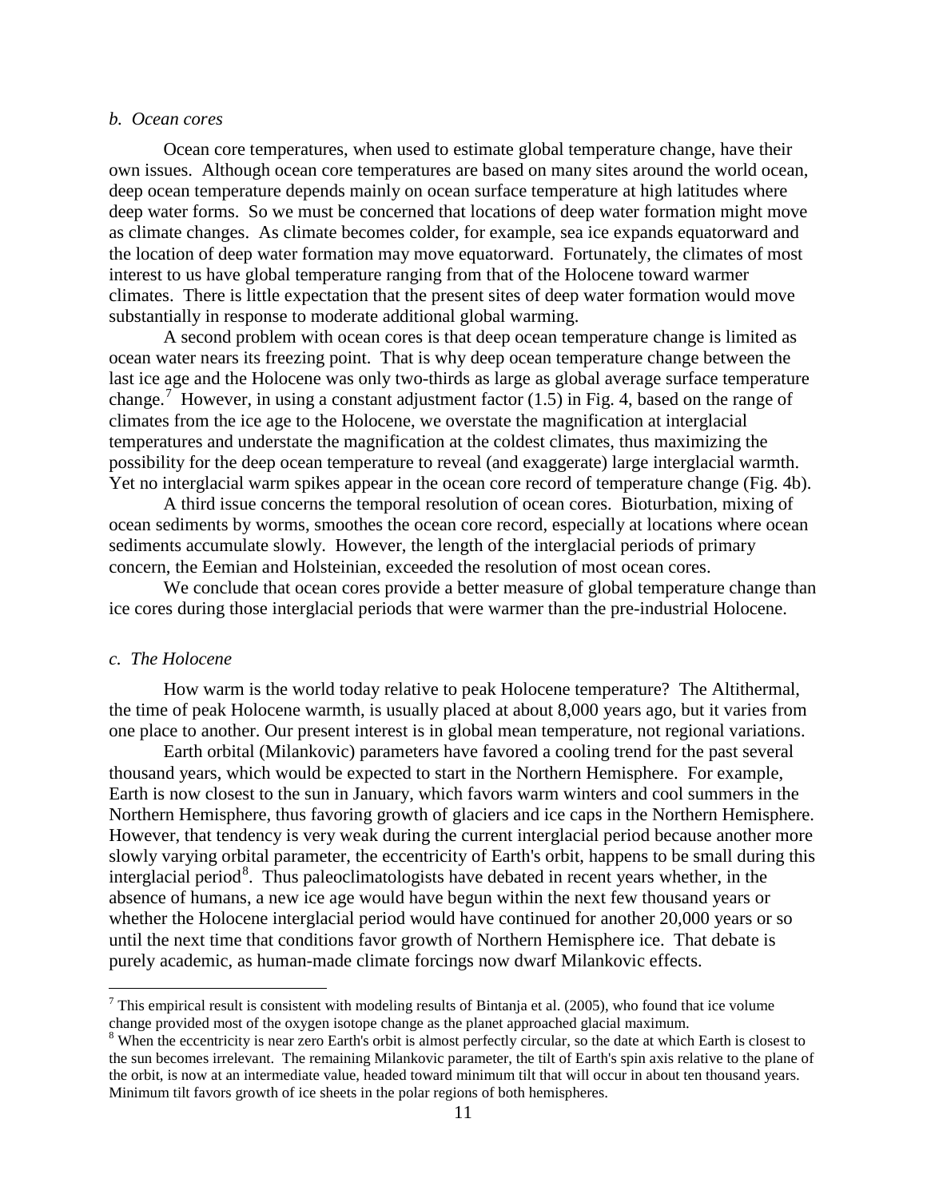*b. Ocean cores*

Ocean core temperatures, when used to estimate global temperature change, have their own issues. Although ocean core temperatures are based on many sites around the world ocean, deep ocean temperature depends mainly on ocean surface temperature at high latitudes where deep water forms. So we must be concerned that locations of deep water formation might move as climate changes. As climate becomes colder, for example, sea ice expands equatorward and the location of deep water formation may move equatorward. Fortunately, the climates of most interest to us have global temperature ranging from that of the Holocene toward warmer climates. There is little expectation that the present sites of deep water formation would move substantially in response to moderate additional global warming.

A second problem with ocean cores is that deep ocean temperature change is limited as ocean water nears its freezing point. That is why deep ocean temperature change between the last ice age and the Holocene was only two-thirds as large as global average surface temperature change.[7] However, in using a constant adjustment factor (1.5) in Fig. 4, based on the range of climates from the ice age to the Holocene, we overstate the magnification at interglacial temperatures and understate the magnification at the coldest climates, thus maximizing the possibility for the deep ocean temperature to reveal (and exaggerate) large interglacial warmth. Yet no interglacial warm spikes appear in the ocean core record of temperature change (Fig. 4b).

A third issue concerns the temporal resolution of ocean cores. Bioturbation, mixing of ocean sediments by worms, smoothes the ocean core record, especially at locations where ocean sediments accumulate slowly. However, the length of the interglacial periods of primary concern, the Eemian and Holsteinian, exceeded the resolution of most ocean cores.

We conclude that ocean cores provide a better measure of global temperature change than ice cores during those interglacial periods that were warmer than the pre-industrial Holocene.

*c. The Holocene*

How warm is the world today relative to peak Holocene temperature? The Altithermal, the time of peak Holocene warmth, is usually placed at about 8,000 years ago, but it varies from one place to another. Our present interest is in global mean temperature, not regional variations.

Earth orbital (Milankovic) parameters have favored a cooling trend for the past several thousand years, which would be expected to start in the Northern Hemisphere. For example, Earth is now closest to the sun in January, which favors warm winters and cool summers in the Northern Hemisphere, thus favoring growth of glaciers and ice caps in the Northern Hemisphere. However, that tendency is very weak during the current interglacial period because another more slowly varying orbital parameter, the eccentricity of Earth's orbit, happens to be small during this interglacial period[8]. Thus paleoclimatologists have debated in recent years whether, in the absence of humans, a new ice age would have begun within the next few thousand years or whether the Holocene interglacial period would have continued for another 20,000 years or so until the next time that conditions favor growth of Northern Hemisphere ice. That debate is purely academic, as human-made climate forcings now dwarf Milankovic effects.

---

[7] This empirical result is consistent with modeling results of Bintanja et al. (2005), who found that ice volume change provided most of the oxygen isotope change as the planet approached glacial maximum.

[8] When the eccentricity is near zero Earth's orbit is almost perfectly circular, so the date at which Earth is closest to the sun becomes irrelevant. The remaining Milankovic parameter, the tilt of Earth's spin axis relative to the plane of the orbit, is now at an intermediate value, headed toward minimum tilt that will occur in about ten thousand years. Minimum tilt favors growth of ice sheets in the polar regions of both hemispheres.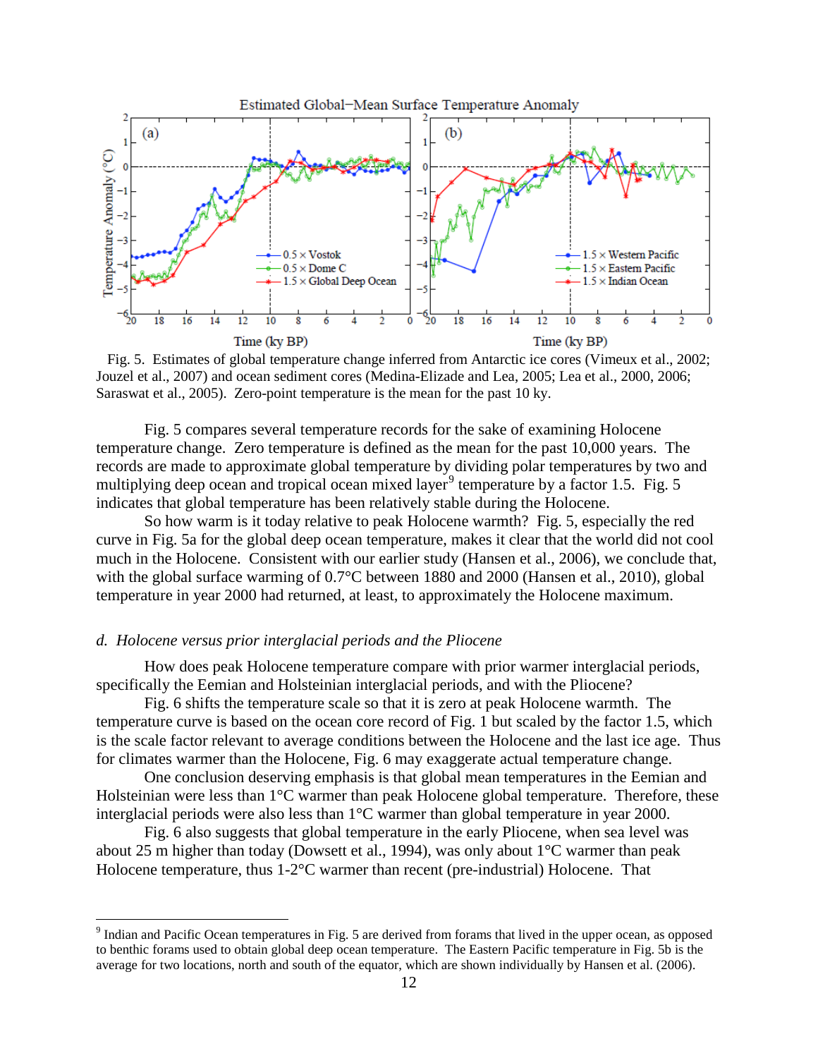Fig. 5. Estimates of global temperature change inferred from Antarctic ice cores (Vimeux et al., 2002; Jouzel et al., 2007) and ocean sediment cores (Medina-Elizade and Lea, 2005; Lea et al., 2000, 2006; Saraswat et al., 2005). Zero-point temperature is the mean for the past 10 ky.

Fig. 5 compares several temperature records for the sake of examining Holocene temperature change. Zero temperature is defined as the mean for the past 10,000 years. The records are made to approximate global temperature by dividing polar temperatures by two and multiplying deep ocean and tropical ocean mixed layer[9] temperature by a factor 1.5. Fig. 5 indicates that global temperature has been relatively stable during the Holocene.

So how warm is it today relative to peak Holocene warmth? Fig. 5, especially the red curve in Fig. 5a for the global deep ocean temperature, makes it clear that the world did not cool much in the Holocene. Consistent with our earlier study (Hansen et al., 2006), we conclude that, with the global surface warming of 0.7°C between 1880 and 2000 (Hansen et al., 2010), global temperature in year 2000 had returned, at least, to approximately the Holocene maximum.

### *d. Holocene versus prior interglacial periods and the Pliocene*

How does peak Holocene temperature compare with prior warmer interglacial periods, specifically the Eemian and Holsteinian interglacial periods, and with the Pliocene?

Fig. 6 shifts the temperature scale so that it is zero at peak Holocene warmth. The temperature curve is based on the ocean core record of Fig. 1 but scaled by the factor 1.5, which is the scale factor relevant to average conditions between the Holocene and the last ice age. Thus for climates warmer than the Holocene, Fig. 6 may exaggerate actual temperature change.

One conclusion deserving emphasis is that global mean temperatures in the Eemian and Holsteinian were less than 1°C warmer than peak Holocene global temperature. Therefore, these interglacial periods were also less than 1°C warmer than global temperature in year 2000.

Fig. 6 also suggests that global temperature in the early Pliocene, when sea level was about 25 m higher than today (Dowsett et al., 1994), was only about 1°C warmer than peak Holocene temperature, thus 1-2°C warmer than recent (pre-industrial) Holocene. That

[9] Indian and Pacific Ocean temperatures in Fig. 5 are derived from forams that lived in the upper ocean, as opposed to benthic forams used to obtain global deep ocean temperature. The Eastern Pacific temperature in Fig. 5b is the average for two locations, north and south of the equator, which are shown individually by Hansen et al. (2006).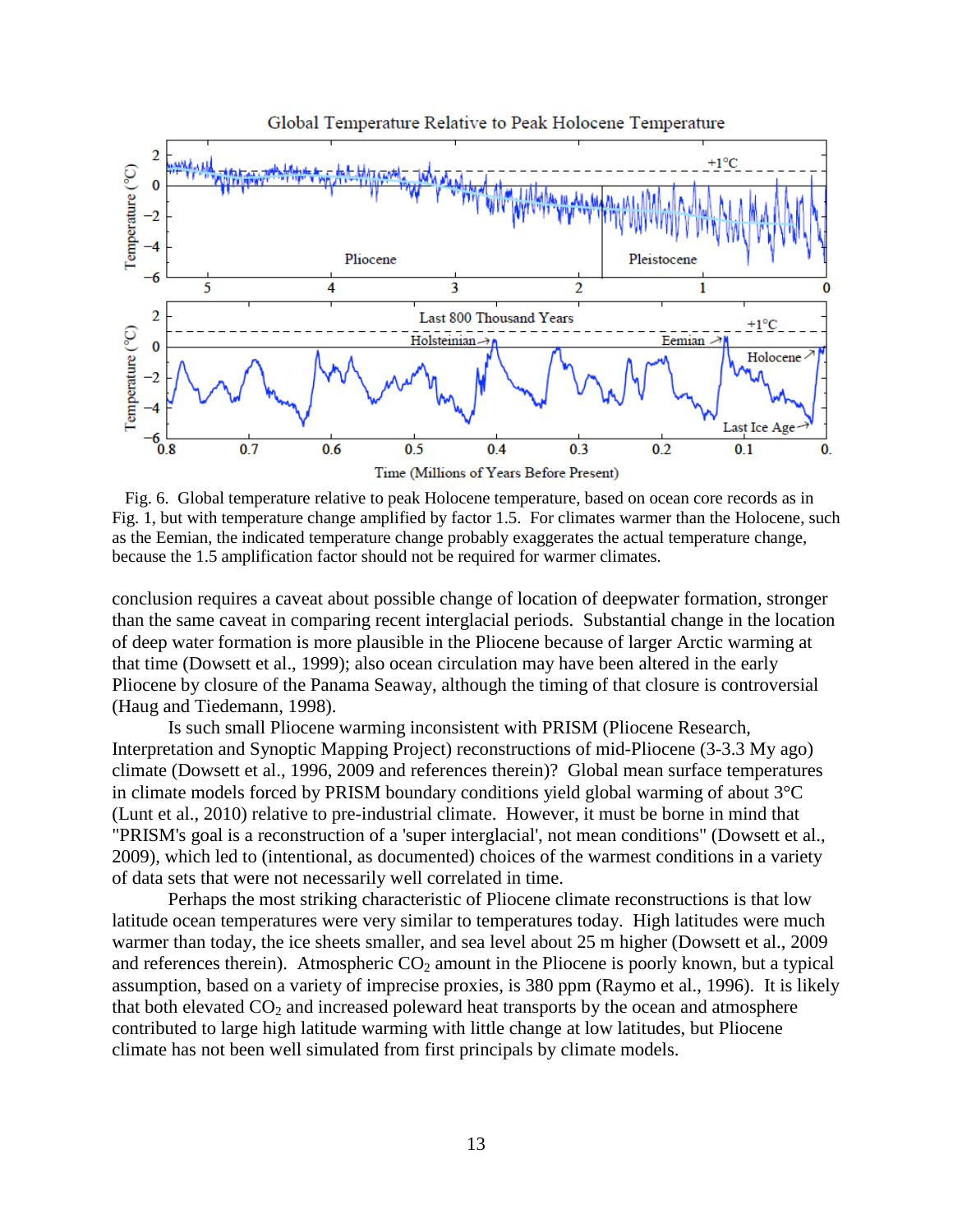Fig. 6. Global temperature relative to peak Holocene temperature, based on ocean core records as in Fig. 1, but with temperature change amplified by factor 1.5. For climates warmer than the Holocene, such as the Eemian, the indicated temperature change probably exaggerates the actual temperature change, because the 1.5 amplification factor should not be required for warmer climates.

conclusion requires a caveat about possible change of location of deepwater formation, stronger than the same caveat in comparing recent interglacial periods. Substantial change in the location of deep water formation is more plausible in the Pliocene because of larger Arctic warming at that time (Dowsett et al., 1999); also ocean circulation may have been altered in the early Pliocene by closure of the Panama Seaway, although the timing of that closure is controversial (Haug and Tiedemann, 1998).

Is such small Pliocene warming inconsistent with PRISM (Pliocene Research, Interpretation and Synoptic Mapping Project) reconstructions of mid-Pliocene (3-3.3 My ago) climate (Dowsett et al., 1996, 2009 and references therein)? Global mean surface temperatures in climate models forced by PRISM boundary conditions yield global warming of about 3°C (Lunt et al., 2010) relative to pre-industrial climate. However, it must be borne in mind that "PRISM's goal is a reconstruction of a 'super interglacial', not mean conditions" (Dowsett et al., 2009), which led to (intentional, as documented) choices of the warmest conditions in a variety of data sets that were not necessarily well correlated in time.

Perhaps the most striking characteristic of Pliocene climate reconstructions is that low latitude ocean temperatures were very similar to temperatures today. High latitudes were much warmer than today, the ice sheets smaller, and sea level about 25 m higher (Dowsett et al., 2009 and references therein). Atmospheric $CO_2$ amount in the Pliocene is poorly known, but a typical assumption, based on a variety of imprecise proxies, is 380 ppm (Raymo et al., 1996). It is likely that both elevated $CO_2$ and increased poleward heat transports by the ocean and atmosphere contributed to large high latitude warming with little change at low latitudes, but Pliocene climate has not been well simulated from first principals by climate models.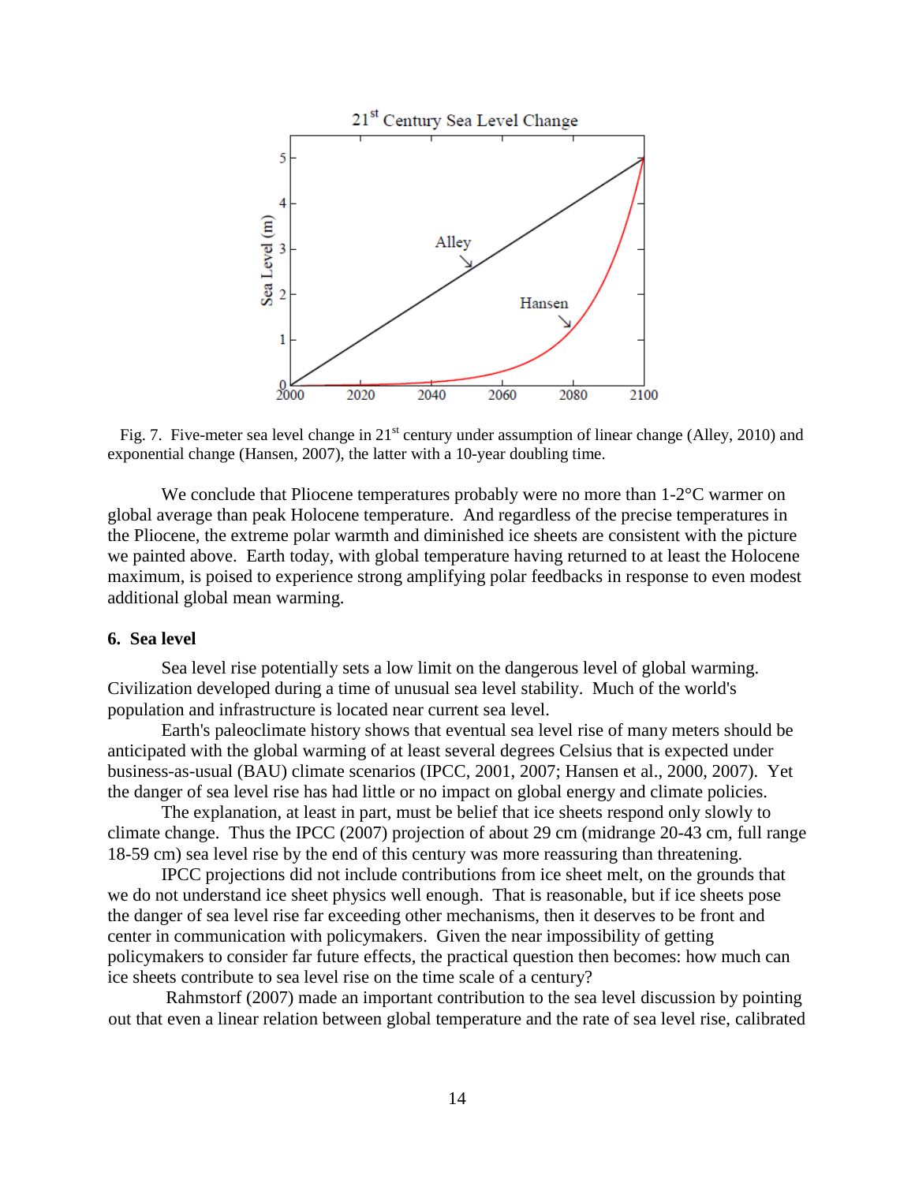Fig. 7. Five-meter sea level change in 21st century under assumption of linear change (Alley, 2010) and exponential change (Hansen, 2007), the latter with a 10-year doubling time.

We conclude that Pliocene temperatures probably were no more than 1-2°C warmer on global average than peak Holocene temperature. And regardless of the precise temperatures in the Pliocene, the extreme polar warmth and diminished ice sheets are consistent with the picture we painted above. Earth today, with global temperature having returned to at least the Holocene maximum, is poised to experience strong amplifying polar feedbacks in response to even modest additional global mean warming.

## 6. Sea level

Sea level rise potentially sets a low limit on the dangerous level of global warming. Civilization developed during a time of unusual sea level stability. Much of the world's population and infrastructure is located near current sea level.

Earth's paleoclimate history shows that eventual sea level rise of many meters should be anticipated with the global warming of at least several degrees Celsius that is expected under business-as-usual (BAU) climate scenarios (IPCC, 2001, 2007; Hansen et al., 2000, 2007). Yet the danger of sea level rise has had little or no impact on global energy and climate policies.

The explanation, at least in part, must be belief that ice sheets respond only slowly to climate change. Thus the IPCC (2007) projection of about 29 cm (midrange 20-43 cm, full range 18-59 cm) sea level rise by the end of this century was more reassuring than threatening.

IPCC projections did not include contributions from ice sheet melt, on the grounds that we do not understand ice sheet physics well enough. That is reasonable, but if ice sheets pose the danger of sea level rise far exceeding other mechanisms, then it deserves to be front and center in communication with policymakers. Given the near impossibility of getting policymakers to consider far future effects, the practical question then becomes: how much can ice sheets contribute to sea level rise on the time scale of a century?

Rahmstorf (2007) made an important contribution to the sea level discussion by pointing out that even a linear relation between global temperature and the rate of sea level rise, calibrated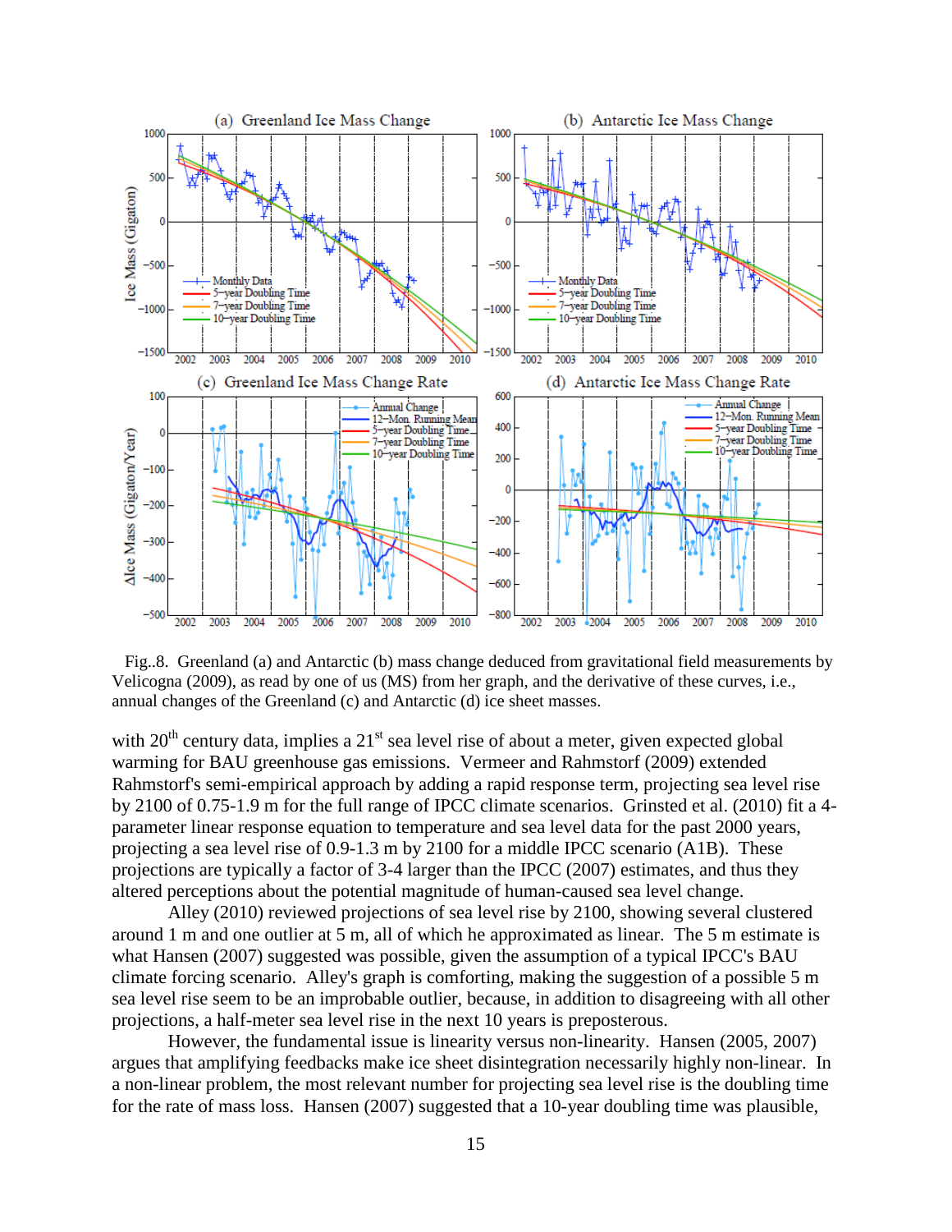Fig..8. Greenland (a) and Antarctic (b) mass change deduced from gravitational field measurements by Velicogna (2009), as read by one of us (MS) from her graph, and the derivative of these curves, i.e., annual changes of the Greenland (c) and Antarctic (d) ice sheet masses.

with 20[th] century data, implies a 21[st] sea level rise of about a meter, given expected global warming for BAU greenhouse gas emissions. Vermeer and Rahmstorf (2009) extended Rahmstorf's semi-empirical approach by adding a rapid response term, projecting sea level rise by 2100 of 0.75-1.9 m for the full range of IPCC climate scenarios. Grinsted et al. (2010) fit a 4-parameter linear response equation to temperature and sea level data for the past 2000 years, projecting a sea level rise of 0.9-1.3 m by 2100 for a middle IPCC scenario (A1B). These projections are typically a factor of 3-4 larger than the IPCC (2007) estimates, and thus they altered perceptions about the potential magnitude of human-caused sea level change.

Alley (2010) reviewed projections of sea level rise by 2100, showing several clustered around 1 m and one outlier at 5 m, all of which he approximated as linear. The 5 m estimate is what Hansen (2007) suggested was possible, given the assumption of a typical IPCC's BAU climate forcing scenario. Alley's graph is comforting, making the suggestion of a possible 5 m sea level rise seem to be an improbable outlier, because, in addition to disagreeing with all other projections, a half-meter sea level rise in the next 10 years is preposterous.

However, the fundamental issue is linearity versus non-linearity. Hansen (2005, 2007) argues that amplifying feedbacks make ice sheet disintegration necessarily highly non-linear. In a non-linear problem, the most relevant number for projecting sea level rise is the doubling time for the rate of mass loss. Hansen (2007) suggested that a 10-year doubling time was plausible,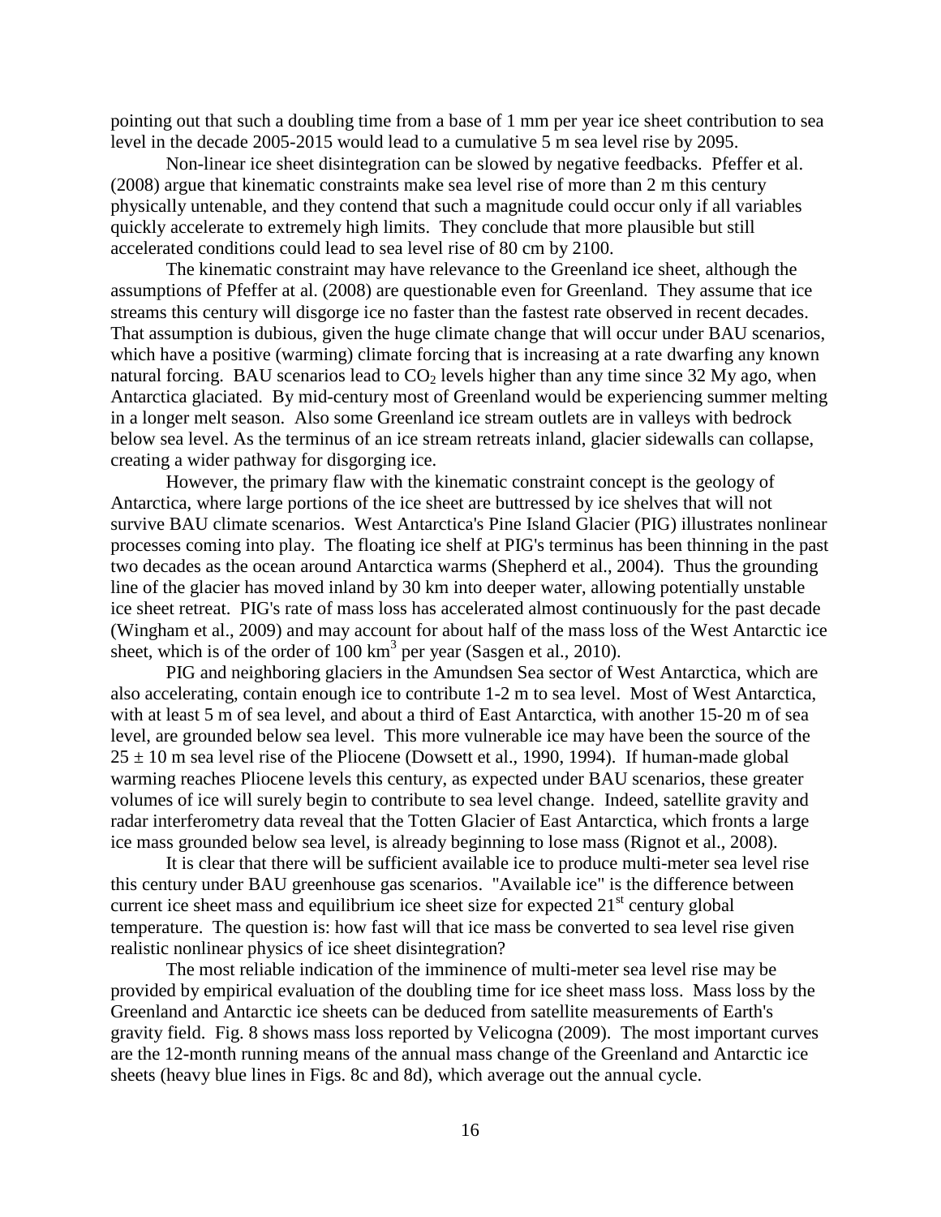pointing out that such a doubling time from a base of 1 mm per year ice sheet contribution to sea level in the decade 2005-2015 would lead to a cumulative 5 m sea level rise by 2095.

Non-linear ice sheet disintegration can be slowed by negative feedbacks. Pfeffer et al. (2008) argue that kinematic constraints make sea level rise of more than 2 m this century physically untenable, and they contend that such a magnitude could occur only if all variables quickly accelerate to extremely high limits. They conclude that more plausible but still accelerated conditions could lead to sea level rise of 80 cm by 2100.

The kinematic constraint may have relevance to the Greenland ice sheet, although the assumptions of Pfeffer at al. (2008) are questionable even for Greenland. They assume that ice streams this century will disgorge ice no faster than the fastest rate observed in recent decades. That assumption is dubious, given the huge climate change that will occur under BAU scenarios, which have a positive (warming) climate forcing that is increasing at a rate dwarfing any known natural forcing. BAU scenarios lead to $CO_2$ levels higher than any time since 32 My ago, when Antarctica glaciated. By mid-century most of Greenland would be experiencing summer melting in a longer melt season. Also some Greenland ice stream outlets are in valleys with bedrock below sea level. As the terminus of an ice stream retreats inland, glacier sidewalls can collapse, creating a wider pathway for disgorging ice.

However, the primary flaw with the kinematic constraint concept is the geology of Antarctica, where large portions of the ice sheet are buttressed by ice shelves that will not survive BAU climate scenarios. West Antarctica's Pine Island Glacier (PIG) illustrates nonlinear processes coming into play. The floating ice shelf at PIG's terminus has been thinning in the past two decades as the ocean around Antarctica warms (Shepherd et al., 2004). Thus the grounding line of the glacier has moved inland by 30 km into deeper water, allowing potentially unstable ice sheet retreat. PIG's rate of mass loss has accelerated almost continuously for the past decade (Wingham et al., 2009) and may account for about half of the mass loss of the West Antarctic ice sheet, which is of the order of 100 $km^3$ per year (Sasgen et al., 2010).

PIG and neighboring glaciers in the Amundsen Sea sector of West Antarctica, which are also accelerating, contain enough ice to contribute 1-2 m to sea level. Most of West Antarctica, with at least 5 m of sea level, and about a third of East Antarctica, with another 15-20 m of sea level, are grounded below sea level. This more vulnerable ice may have been the source of the $25 \pm 10$ m sea level rise of the Pliocene (Dowsett et al., 1990, 1994). If human-made global warming reaches Pliocene levels this century, as expected under BAU scenarios, these greater volumes of ice will surely begin to contribute to sea level change. Indeed, satellite gravity and radar interferometry data reveal that the Totten Glacier of East Antarctica, which fronts a large ice mass grounded below sea level, is already beginning to lose mass (Rignot et al., 2008).

It is clear that there will be sufficient available ice to produce multi-meter sea level rise this century under BAU greenhouse gas scenarios. "Available ice" is the difference between current ice sheet mass and equilibrium ice sheet size for expected 21st century global temperature. The question is: how fast will that ice mass be converted to sea level rise given realistic nonlinear physics of ice sheet disintegration?

The most reliable indication of the imminence of multi-meter sea level rise may be provided by empirical evaluation of the doubling time for ice sheet mass loss. Mass loss by the Greenland and Antarctic ice sheets can be deduced from satellite measurements of Earth's gravity field. Fig. 8 shows mass loss reported by Velicogna (2009). The most important curves are the 12-month running means of the annual mass change of the Greenland and Antarctic ice sheets (heavy blue lines in Figs. 8c and 8d), which average out the annual cycle.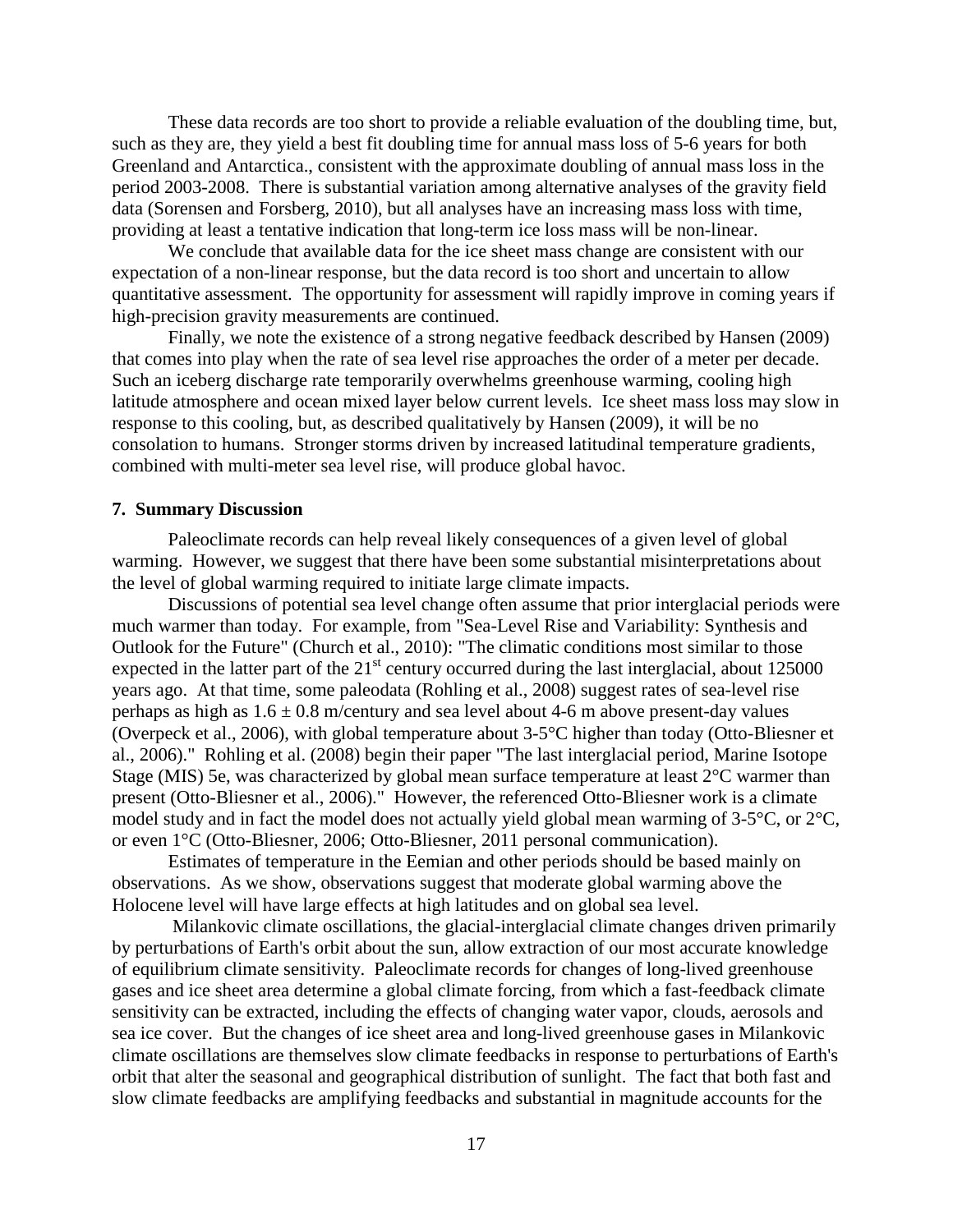These data records are too short to provide a reliable evaluation of the doubling time, but, such as they are, they yield a best fit doubling time for annual mass loss of 5-6 years for both Greenland and Antarctica., consistent with the approximate doubling of annual mass loss in the period 2003-2008. There is substantial variation among alternative analyses of the gravity field data (Sorensen and Forsberg, 2010), but all analyses have an increasing mass loss with time, providing at least a tentative indication that long-term ice loss mass will be non-linear.

We conclude that available data for the ice sheet mass change are consistent with our expectation of a non-linear response, but the data record is too short and uncertain to allow quantitative assessment. The opportunity for assessment will rapidly improve in coming years if high-precision gravity measurements are continued.

Finally, we note the existence of a strong negative feedback described by Hansen (2009) that comes into play when the rate of sea level rise approaches the order of a meter per decade. Such an iceberg discharge rate temporarily overwhelms greenhouse warming, cooling high latitude atmosphere and ocean mixed layer below current levels. Ice sheet mass loss may slow in response to this cooling, but, as described qualitatively by Hansen (2009), it will be no consolation to humans. Stronger storms driven by increased latitudinal temperature gradients, combined with multi-meter sea level rise, will produce global havoc.

## 7. Summary Discussion

Paleoclimate records can help reveal likely consequences of a given level of global warming. However, we suggest that there have been some substantial misinterpretations about the level of global warming required to initiate large climate impacts.

Discussions of potential sea level change often assume that prior interglacial periods were much warmer than today. For example, from "Sea-Level Rise and Variability: Synthesis and Outlook for the Future" (Church et al., 2010): "The climatic conditions most similar to those expected in the latter part of the 21st century occurred during the last interglacial, about 125000 years ago. At that time, some paleodata (Rohling et al., 2008) suggest rates of sea-level rise perhaps as high as $1.6 \pm 0.8$ m/century and sea level about 4-6 m above present-day values (Overpeck et al., 2006), with global temperature about 3-5°C higher than today (Otto-Bliesner et al., 2006)." Rohling et al. (2008) begin their paper "The last interglacial period, Marine Isotope Stage (MIS) 5e, was characterized by global mean surface temperature at least 2°C warmer than present (Otto-Bliesner et al., 2006)." However, the referenced Otto-Bliesner work is a climate model study and in fact the model does not actually yield global mean warming of 3-5°C, or 2°C, or even 1°C (Otto-Bliesner, 2006; Otto-Bliesner, 2011 personal communication).

Estimates of temperature in the Eemian and other periods should be based mainly on observations. As we show, observations suggest that moderate global warming above the Holocene level will have large effects at high latitudes and on global sea level.

Milankovic climate oscillations, the glacial-interglacial climate changes driven primarily by perturbations of Earth's orbit about the sun, allow extraction of our most accurate knowledge of equilibrium climate sensitivity. Paleoclimate records for changes of long-lived greenhouse gases and ice sheet area determine a global climate forcing, from which a fast-feedback climate sensitivity can be extracted, including the effects of changing water vapor, clouds, aerosols and sea ice cover. But the changes of ice sheet area and long-lived greenhouse gases in Milankovic climate oscillations are themselves slow climate feedbacks in response to perturbations of Earth's orbit that alter the seasonal and geographical distribution of sunlight. The fact that both fast and slow climate feedbacks are amplifying feedbacks and substantial in magnitude accounts for the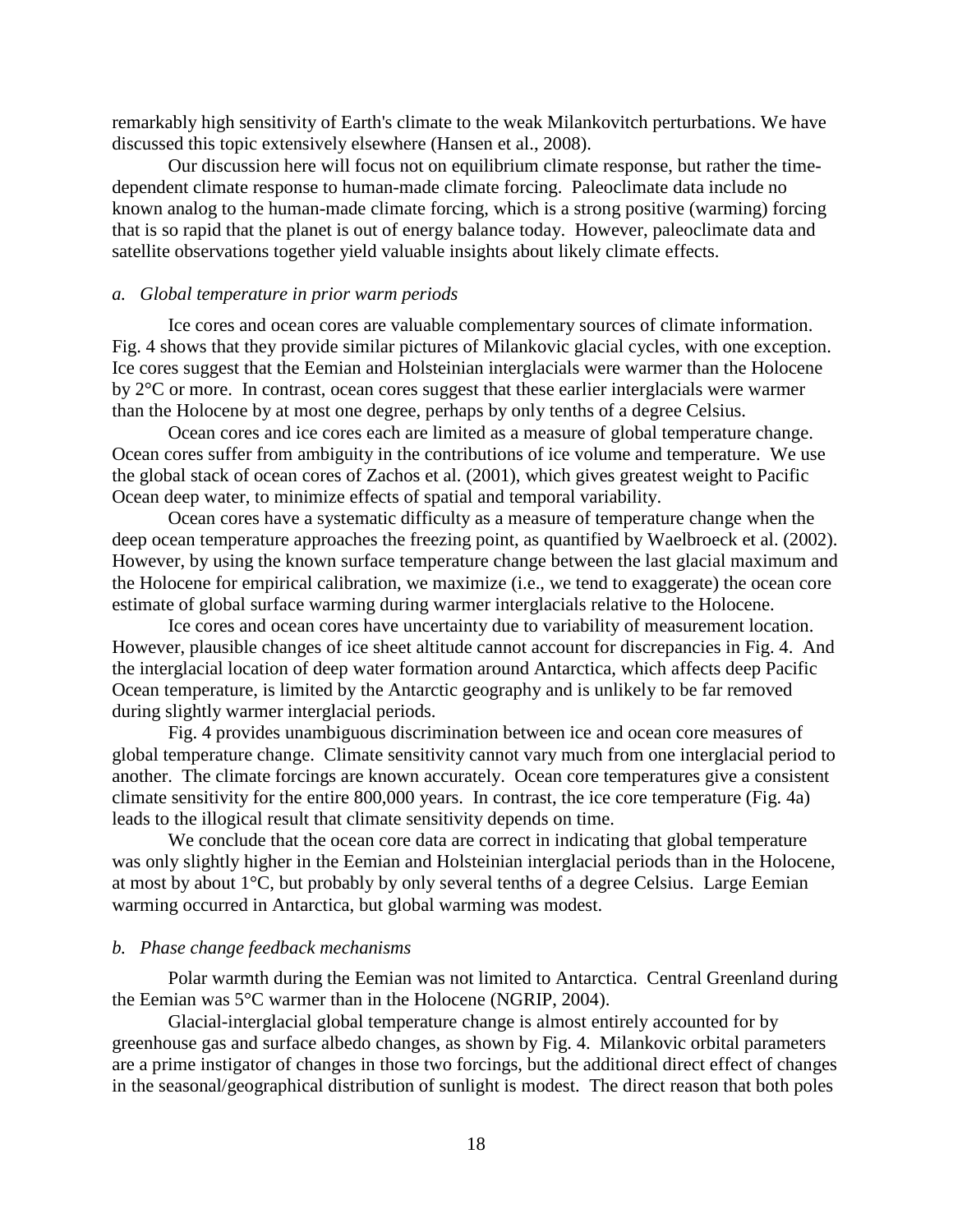remarkably high sensitivity of Earth's climate to the weak Milankovitch perturbations. We have discussed this topic extensively elsewhere (Hansen et al., 2008).

Our discussion here will focus not on equilibrium climate response, but rather the time-dependent climate response to human-made climate forcing. Paleoclimate data include no known analog to the human-made climate forcing, which is a strong positive (warming) forcing that is so rapid that the planet is out of energy balance today. However, paleoclimate data and satellite observations together yield valuable insights about likely climate effects.

### *a. Global temperature in prior warm periods*

Ice cores and ocean cores are valuable complementary sources of climate information. Fig. 4 shows that they provide similar pictures of Milankovic glacial cycles, with one exception. Ice cores suggest that the Eemian and Holsteinian interglacials were warmer than the Holocene by 2°C or more. In contrast, ocean cores suggest that these earlier interglacials were warmer than the Holocene by at most one degree, perhaps by only tenths of a degree Celsius.

Ocean cores and ice cores each are limited as a measure of global temperature change. Ocean cores suffer from ambiguity in the contributions of ice volume and temperature. We use the global stack of ocean cores of Zachos et al. (2001), which gives greatest weight to Pacific Ocean deep water, to minimize effects of spatial and temporal variability.

Ocean cores have a systematic difficulty as a measure of temperature change when the deep ocean temperature approaches the freezing point, as quantified by Waelbroeck et al. (2002). However, by using the known surface temperature change between the last glacial maximum and the Holocene for empirical calibration, we maximize (i.e., we tend to exaggerate) the ocean core estimate of global surface warming during warmer interglacials relative to the Holocene.

Ice cores and ocean cores have uncertainty due to variability of measurement location. However, plausible changes of ice sheet altitude cannot account for discrepancies in Fig. 4. And the interglacial location of deep water formation around Antarctica, which affects deep Pacific Ocean temperature, is limited by the Antarctic geography and is unlikely to be far removed during slightly warmer interglacial periods.

Fig. 4 provides unambiguous discrimination between ice and ocean core measures of global temperature change. Climate sensitivity cannot vary much from one interglacial period to another. The climate forcings are known accurately. Ocean core temperatures give a consistent climate sensitivity for the entire 800,000 years. In contrast, the ice core temperature (Fig. 4a) leads to the illogical result that climate sensitivity depends on time.

We conclude that the ocean core data are correct in indicating that global temperature was only slightly higher in the Eemian and Holsteinian interglacial periods than in the Holocene, at most by about 1°C, but probably by only several tenths of a degree Celsius. Large Eemian warming occurred in Antarctica, but global warming was modest.

### *b. Phase change feedback mechanisms*

Polar warmth during the Eemian was not limited to Antarctica. Central Greenland during the Eemian was 5°C warmer than in the Holocene (NGRIP, 2004).

Glacial-interglacial global temperature change is almost entirely accounted for by greenhouse gas and surface albedo changes, as shown by Fig. 4. Milankovic orbital parameters are a prime instigator of changes in those two forcings, but the additional direct effect of changes in the seasonal/geographical distribution of sunlight is modest. The direct reason that both poles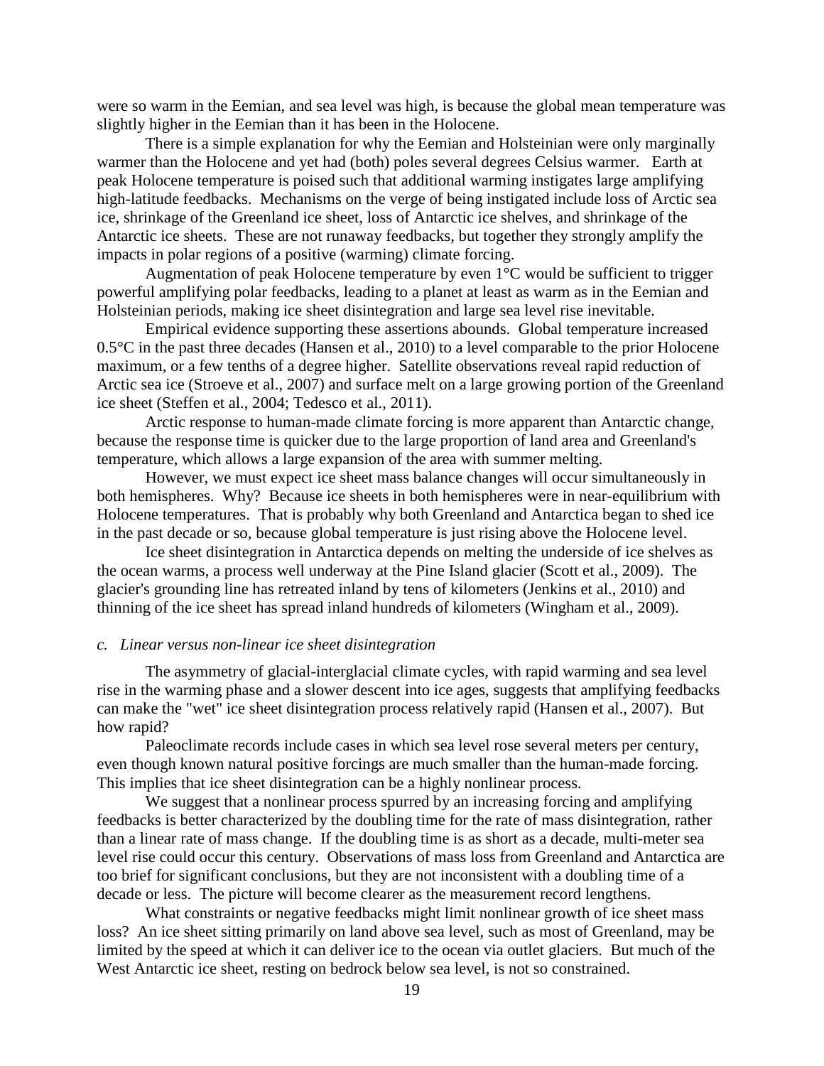were so warm in the Eemian, and sea level was high, is because the global mean temperature was slightly higher in the Eemian than it has been in the Holocene.

There is a simple explanation for why the Eemian and Holsteinian were only marginally warmer than the Holocene and yet had (both) poles several degrees Celsius warmer. Earth at peak Holocene temperature is poised such that additional warming instigates large amplifying high-latitude feedbacks. Mechanisms on the verge of being instigated include loss of Arctic sea ice, shrinkage of the Greenland ice sheet, loss of Antarctic ice shelves, and shrinkage of the Antarctic ice sheets. These are not runaway feedbacks, but together they strongly amplify the impacts in polar regions of a positive (warming) climate forcing.

Augmentation of peak Holocene temperature by even 1°C would be sufficient to trigger powerful amplifying polar feedbacks, leading to a planet at least as warm as in the Eemian and Holsteinian periods, making ice sheet disintegration and large sea level rise inevitable.

Empirical evidence supporting these assertions abounds. Global temperature increased 0.5°C in the past three decades (Hansen et al., 2010) to a level comparable to the prior Holocene maximum, or a few tenths of a degree higher. Satellite observations reveal rapid reduction of Arctic sea ice (Stroeve et al., 2007) and surface melt on a large growing portion of the Greenland ice sheet (Steffen et al., 2004; Tedesco et al., 2011).

Arctic response to human-made climate forcing is more apparent than Antarctic change, because the response time is quicker due to the large proportion of land area and Greenland's temperature, which allows a large expansion of the area with summer melting.

However, we must expect ice sheet mass balance changes will occur simultaneously in both hemispheres. Why? Because ice sheets in both hemispheres were in near-equilibrium with Holocene temperatures. That is probably why both Greenland and Antarctica began to shed ice in the past decade or so, because global temperature is just rising above the Holocene level.

Ice sheet disintegration in Antarctica depends on melting the underside of ice shelves as the ocean warms, a process well underway at the Pine Island glacier (Scott et al., 2009). The glacier's grounding line has retreated inland by tens of kilometers (Jenkins et al., 2010) and thinning of the ice sheet has spread inland hundreds of kilometers (Wingham et al., 2009).

### *c. Linear versus non-linear ice sheet disintegration*

The asymmetry of glacial-interglacial climate cycles, with rapid warming and sea level rise in the warming phase and a slower descent into ice ages, suggests that amplifying feedbacks can make the "wet" ice sheet disintegration process relatively rapid (Hansen et al., 2007). But how rapid?

Paleoclimate records include cases in which sea level rose several meters per century, even though known natural positive forcings are much smaller than the human-made forcing. This implies that ice sheet disintegration can be a highly nonlinear process.

We suggest that a nonlinear process spurred by an increasing forcing and amplifying feedbacks is better characterized by the doubling time for the rate of mass disintegration, rather than a linear rate of mass change. If the doubling time is as short as a decade, multi-meter sea level rise could occur this century. Observations of mass loss from Greenland and Antarctica are too brief for significant conclusions, but they are not inconsistent with a doubling time of a decade or less. The picture will become clearer as the measurement record lengthens.

What constraints or negative feedbacks might limit nonlinear growth of ice sheet mass loss? An ice sheet sitting primarily on land above sea level, such as most of Greenland, may be limited by the speed at which it can deliver ice to the ocean via outlet glaciers. But much of the West Antarctic ice sheet, resting on bedrock below sea level, is not so constrained.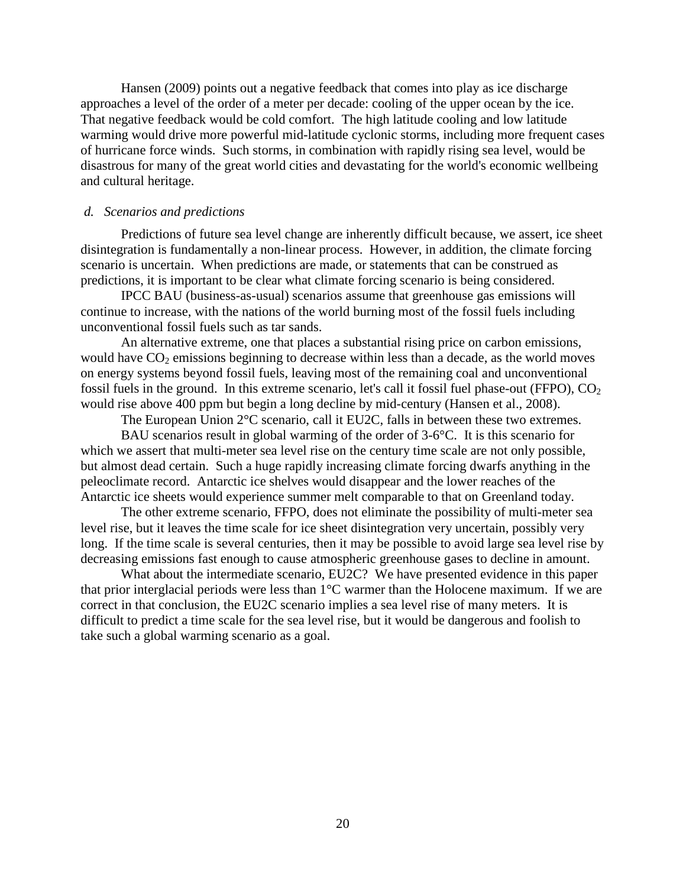Hansen (2009) points out a negative feedback that comes into play as ice discharge approaches a level of the order of a meter per decade: cooling of the upper ocean by the ice. That negative feedback would be cold comfort. The high latitude cooling and low latitude warming would drive more powerful mid-latitude cyclonic storms, including more frequent cases of hurricane force winds. Such storms, in combination with rapidly rising sea level, would be disastrous for many of the great world cities and devastating for the world's economic wellbeing and cultural heritage.

### *d. Scenarios and predictions*

Predictions of future sea level change are inherently difficult because, we assert, ice sheet disintegration is fundamentally a non-linear process. However, in addition, the climate forcing scenario is uncertain. When predictions are made, or statements that can be construed as predictions, it is important to be clear what climate forcing scenario is being considered.

IPCC BAU (business-as-usual) scenarios assume that greenhouse gas emissions will continue to increase, with the nations of the world burning most of the fossil fuels including unconventional fossil fuels such as tar sands.

An alternative extreme, one that places a substantial rising price on carbon emissions, would have $CO_2$ emissions beginning to decrease within less than a decade, as the world moves on energy systems beyond fossil fuels, leaving most of the remaining coal and unconventional fossil fuels in the ground. In this extreme scenario, let's call it fossil fuel phase-out (FFPO), $CO_2$ would rise above 400 ppm but begin a long decline by mid-century (Hansen et al., 2008).

The European Union 2°C scenario, call it EU2C, falls in between these two extremes.

BAU scenarios result in global warming of the order of 3-6°C. It is this scenario for which we assert that multi-meter sea level rise on the century time scale are not only possible, but almost dead certain. Such a huge rapidly increasing climate forcing dwarfs anything in the peleoclimate record. Antarctic ice shelves would disappear and the lower reaches of the Antarctic ice sheets would experience summer melt comparable to that on Greenland today.

The other extreme scenario, FFPO, does not eliminate the possibility of multi-meter sea level rise, but it leaves the time scale for ice sheet disintegration very uncertain, possibly very long. If the time scale is several centuries, then it may be possible to avoid large sea level rise by decreasing emissions fast enough to cause atmospheric greenhouse gases to decline in amount.

What about the intermediate scenario, EU2C? We have presented evidence in this paper that prior interglacial periods were less than 1°C warmer than the Holocene maximum. If we are correct in that conclusion, the EU2C scenario implies a sea level rise of many meters. It is difficult to predict a time scale for the sea level rise, but it would be dangerous and foolish to take such a global warming scenario as a goal.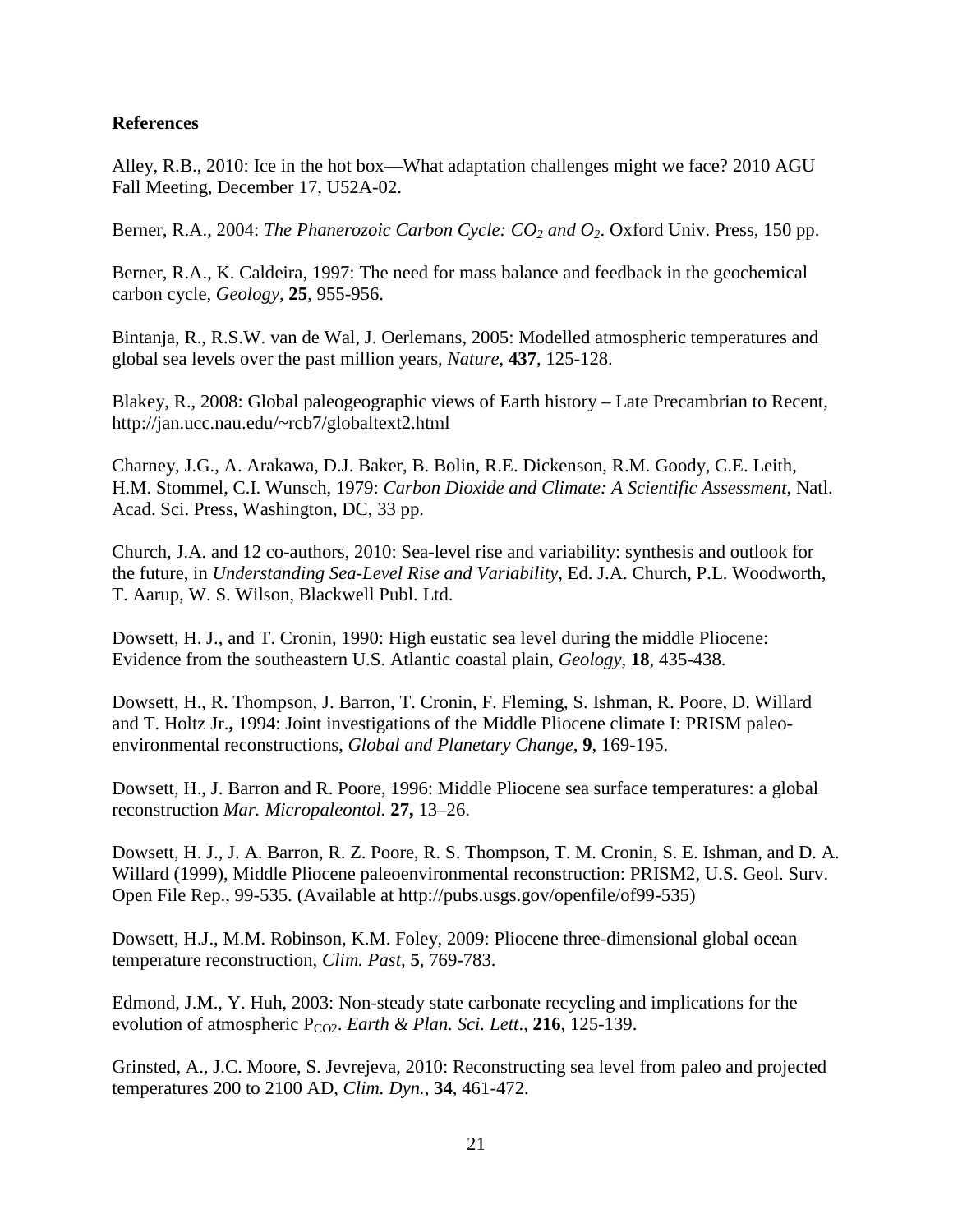**References**

Alley, R.B., 2010: Ice in the hot box—What adaptation challenges might we face? 2010 AGU Fall Meeting, December 17, U52A-02.

Berner, R.A., 2004: *The Phanerozoic Carbon Cycle: $CO_2$ and $O_2$*. Oxford Univ. Press, 150 pp.

Berner, R.A., K. Caldeira, 1997: The need for mass balance and feedback in the geochemical carbon cycle, *Geology*, **25**, 955-956.

Bintanja, R., R.S.W. van de Wal, J. Oerlemans, 2005: Modelled atmospheric temperatures and global sea levels over the past million years, *Nature*, **437**, 125-128.

Blakey, R., 2008: Global paleogeographic views of Earth history – Late Precambrian to Recent, http://jan.ucc.nau.edu/~rcb7/globaltext2.html

Charney, J.G., A. Arakawa, D.J. Baker, B. Bolin, R.E. Dickenson, R.M. Goody, C.E. Leith, H.M. Stommel, C.I. Wunsch, 1979: *Carbon Dioxide and Climate: A Scientific Assessment*, Natl. Acad. Sci. Press, Washington, DC, 33 pp.

Church, J.A. and 12 co-authors, 2010: Sea-level rise and variability: synthesis and outlook for the future, in *Understanding Sea-Level Rise and Variability*, Ed. J.A. Church, P.L. Woodworth, T. Aarup, W. S. Wilson, Blackwell Publ. Ltd.

Dowsett, H. J., and T. Cronin, 1990: High eustatic sea level during the middle Pliocene: Evidence from the southeastern U.S. Atlantic coastal plain, *Geology*, **18**, 435-438.

Dowsett, H., R. Thompson, J. Barron, T. Cronin, F. Fleming, S. Ishman, R. Poore, D. Willard and T. Holtz Jr.**,** 1994: Joint investigations of the Middle Pliocene climate I: PRISM paleoenvironmental reconstructions, *Global and Planetary Change*, **9**, 169-195.

Dowsett, H., J. Barron and R. Poore, 1996: Middle Pliocene sea surface temperatures: a global reconstruction *Mar. Micropaleontol.* **27,** 13–26.

Dowsett, H. J., J. A. Barron, R. Z. Poore, R. S. Thompson, T. M. Cronin, S. E. Ishman, and D. A. Willard (1999), Middle Pliocene paleoenvironmental reconstruction: PRISM2, U.S. Geol. Surv. Open File Rep., 99-535. (Available at http://pubs.usgs.gov/openfile/of99-535)

Dowsett, H.J., M.M. Robinson, K.M. Foley, 2009: Pliocene three-dimensional global ocean temperature reconstruction, *Clim. Past*, **5**, 769-783.

Edmond, J.M., Y. Huh, 2003: Non-steady state carbonate recycling and implications for the evolution of atmospheric $P_{CO2}$. *Earth & Plan. Sci. Lett*., **216**, 125-139.

Grinsted, A., J.C. Moore, S. Jevrejeva, 2010: Reconstructing sea level from paleo and projected temperatures 200 to 2100 AD, *Clim. Dyn.*, **34**, 461-472.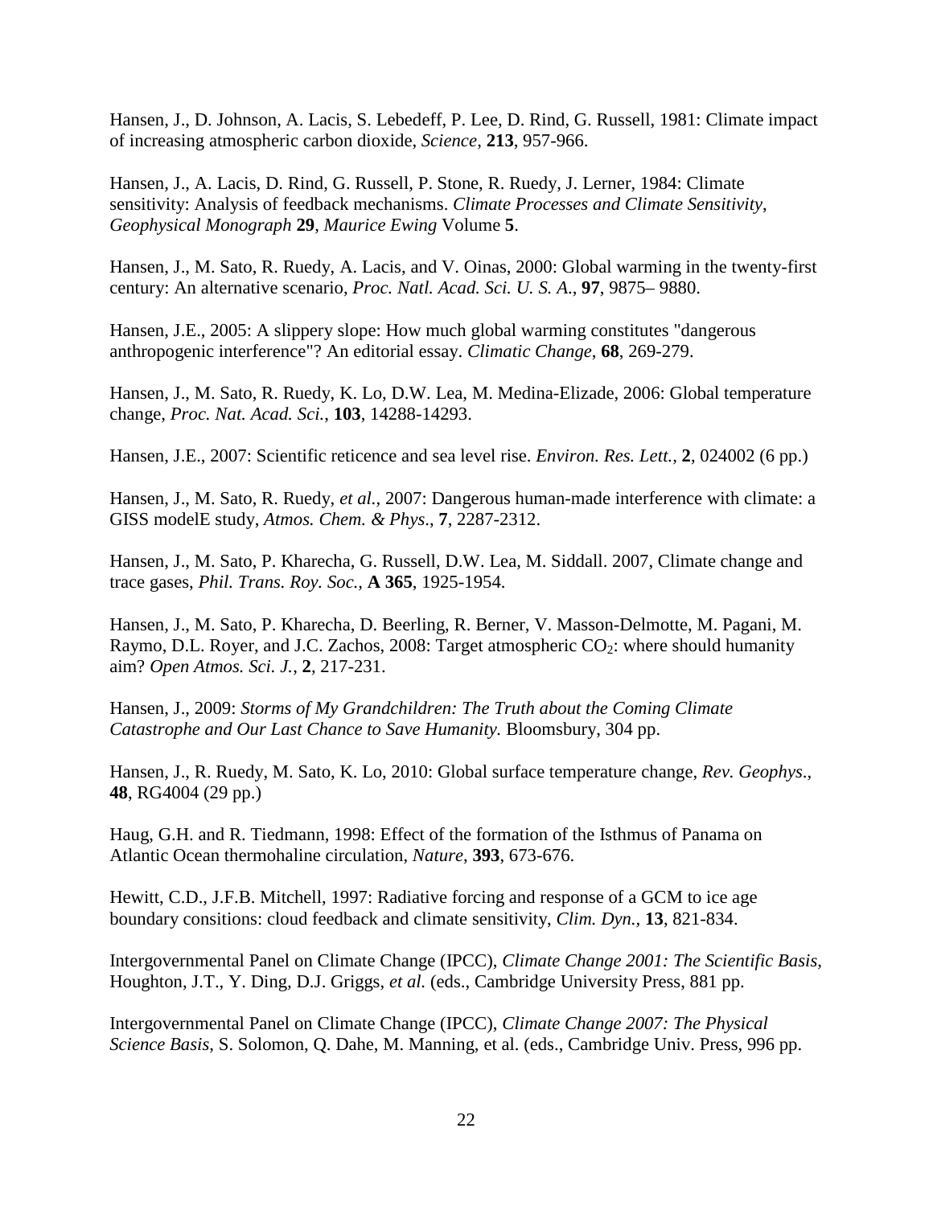Hansen, J., D. Johnson, A. Lacis, S. Lebedeff, P. Lee, D. Rind, G. Russell, 1981: Climate impact of increasing atmospheric carbon dioxide, *Science*, **213**, 957-966.

Hansen, J., A. Lacis, D. Rind, G. Russell, P. Stone, R. Ruedy, J. Lerner, 1984: Climate sensitivity: Analysis of feedback mechanisms. *Climate Processes and Climate Sensitivity, Geophysical Monograph* **29**, *Maurice Ewing* Volume **5**.

Hansen, J., M. Sato, R. Ruedy, A. Lacis, and V. Oinas, 2000: Global warming in the twenty-first century: An alternative scenario, *Proc. Natl. Acad. Sci. U. S. A.*, **97**, 9875– 9880.

Hansen, J.E., 2005: A slippery slope: How much global warming constitutes "dangerous anthropogenic interference"? An editorial essay. *Climatic Change*, **68**, 269-279.

Hansen, J., M. Sato, R. Ruedy, K. Lo, D.W. Lea, M. Medina-Elizade, 2006: Global temperature change, *Proc. Nat. Acad. Sci.*, **103**, 14288-14293.

Hansen, J.E., 2007: Scientific reticence and sea level rise. *Environ. Res. Lett.*, **2**, 024002 (6 pp.)

Hansen, J., M. Sato, R. Ruedy, *et al.*, 2007: Dangerous human-made interference with climate: a GISS modelE study, *Atmos. Chem. & Phys.*, **7**, 2287-2312.

Hansen, J., M. Sato, P. Kharecha, G. Russell, D.W. Lea, M. Siddall. 2007, Climate change and trace gases, *Phil. Trans. Roy. Soc.*, **A 365**, 1925-1954.

Hansen, J., M. Sato, P. Kharecha, D. Beerling, R. Berner, V. Masson-Delmotte, M. Pagani, M. Raymo, D.L. Royer, and J.C. Zachos, 2008: Target atmospheric $CO_2$: where should humanity aim? *Open Atmos. Sci. J.*, **2**, 217-231.

Hansen, J., 2009: *Storms of My Grandchildren: The Truth about the Coming Climate Catastrophe and Our Last Chance to Save Humanity.* Bloomsbury, 304 pp.

Hansen, J., R. Ruedy, M. Sato, K. Lo, 2010: Global surface temperature change, *Rev. Geophys*., **48**, RG4004 (29 pp.)

Haug, G.H. and R. Tiedmann, 1998: Effect of the formation of the Isthmus of Panama on Atlantic Ocean thermohaline circulation, *Nature*, **393**, 673-676.

Hewitt, C.D., J.F.B. Mitchell, 1997: Radiative forcing and response of a GCM to ice age boundary consitions: cloud feedback and climate sensitivity, *Clim. Dyn.*, **13**, 821-834.

Intergovernmental Panel on Climate Change (IPCC), *Climate Change 2001: The Scientific Basis*, Houghton, J.T., Y. Ding, D.J. Griggs, *et al.* (eds., Cambridge University Press, 881 pp.

Intergovernmental Panel on Climate Change (IPCC), *Climate Change 2007: The Physical Science Basis*, S. Solomon, Q. Dahe, M. Manning, et al. (eds., Cambridge Univ. Press, 996 pp.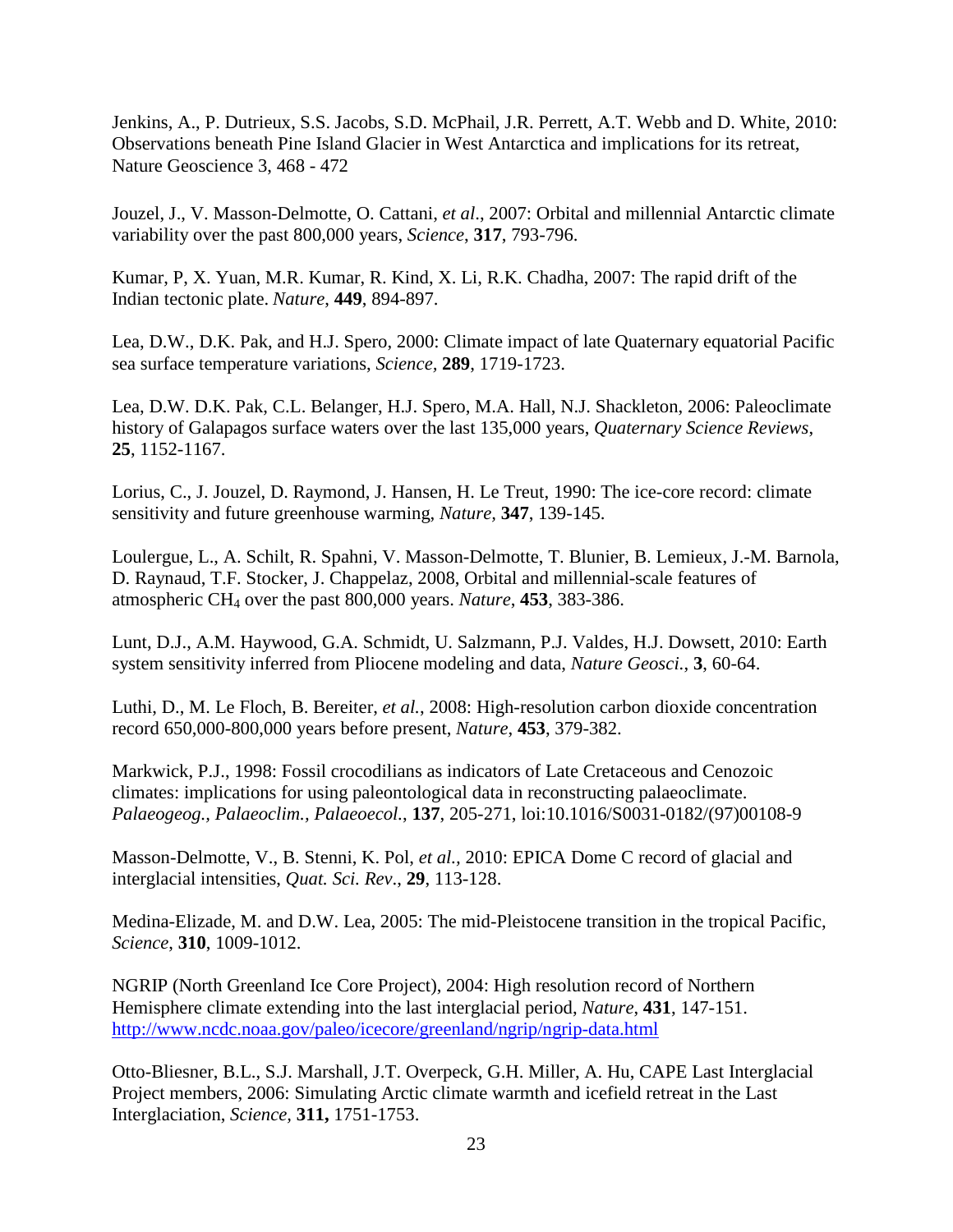Jenkins, A., P. Dutrieux, S.S. Jacobs, S.D. McPhail, J.R. Perrett, A.T. Webb and D. White, 2010: Observations beneath Pine Island Glacier in West Antarctica and implications for its retreat, Nature Geoscience 3, 468 - 472

Jouzel, J., V. Masson-Delmotte, O. Cattani, *et al*., 2007: Orbital and millennial Antarctic climate variability over the past 800,000 years, *Science*, **317**, 793-796.

Kumar, P, X. Yuan, M.R. Kumar, R. Kind, X. Li, R.K. Chadha, 2007: The rapid drift of the Indian tectonic plate. *Nature*, **449**, 894-897.

Lea, D.W., D.K. Pak, and H.J. Spero, 2000: Climate impact of late Quaternary equatorial Pacific sea surface temperature variations, *Science*, **289**, 1719-1723.

Lea, D.W. D.K. Pak, C.L. Belanger, H.J. Spero, M.A. Hall, N.J. Shackleton, 2006: Paleoclimate history of Galapagos surface waters over the last 135,000 years, *Quaternary Science Reviews*, **25**, 1152-1167.

Lorius, C., J. Jouzel, D. Raymond, J. Hansen, H. Le Treut, 1990: The ice-core record: climate sensitivity and future greenhouse warming, *Nature*, **347**, 139-145.

Loulergue, L., A. Schilt, R. Spahni, V. Masson-Delmotte, T. Blunier, B. Lemieux, J.-M. Barnola, D. Raynaud, T.F. Stocker, J. Chappelaz, 2008, Orbital and millennial-scale features of atmospheric $CH_4$ over the past 800,000 years. *Nature*, **453**, 383-386.

Lunt, D.J., A.M. Haywood, G.A. Schmidt, U. Salzmann, P.J. Valdes, H.J. Dowsett, 2010: Earth system sensitivity inferred from Pliocene modeling and data, *Nature Geosci.*, **3**, 60-64.

Luthi, D., M. Le Floch, B. Bereiter, *et al.*, 2008: High-resolution carbon dioxide concentration record 650,000-800,000 years before present, *Nature*, **453**, 379-382.

Markwick, P.J., 1998: Fossil crocodilians as indicators of Late Cretaceous and Cenozoic climates: implications for using paleontological data in reconstructing palaeoclimate. *Palaeogeog., Palaeoclim., Palaeoecol.*, **137**, 205-271, loi:10.1016/S0031-0182/(97)00108-9

Masson-Delmotte, V., B. Stenni, K. Pol, *et al.*, 2010: EPICA Dome C record of glacial and interglacial intensities, *Quat. Sci. Rev.*, **29**, 113-128.

Medina-Elizade, M. and D.W. Lea, 2005: The mid-Pleistocene transition in the tropical Pacific, *Science*, **310**, 1009-1012.

NGRIP (North Greenland Ice Core Project), 2004: High resolution record of Northern Hemisphere climate extending into the last interglacial period, *Nature*, **431**, 147-151. http://www.ncdc.noaa.gov/paleo/icecore/greenland/ngrip/ngrip-data.html

Otto-Bliesner, B.L., S.J. Marshall, J.T. Overpeck, G.H. Miller, A. Hu, CAPE Last Interglacial Project members, 2006: Simulating Arctic climate warmth and icefield retreat in the Last Interglaciation, *Science*, **311,** 1751-1753.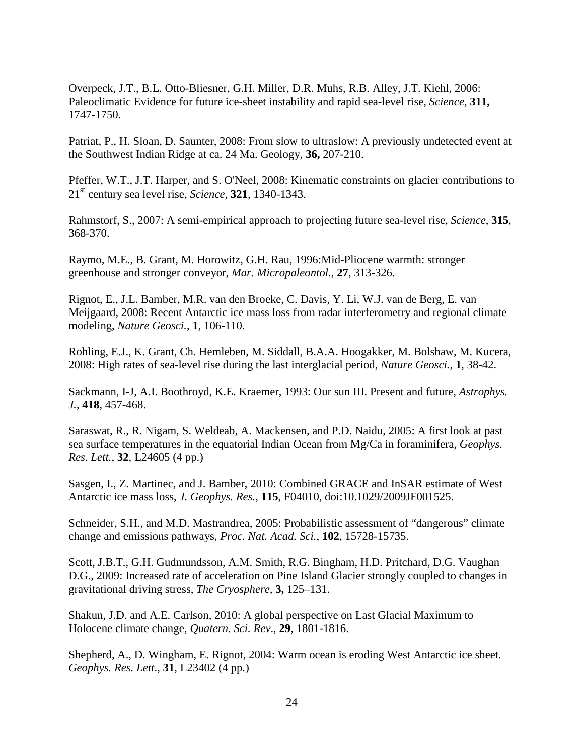Overpeck, J.T., B.L. Otto-Bliesner, G.H. Miller, D.R. Muhs, R.B. Alley, J.T. Kiehl, 2006: Paleoclimatic Evidence for future ice-sheet instability and rapid sea-level rise, *Science*, **311,** 1747-1750.

Patriat, P., H. Sloan, D. Saunter, 2008: From slow to ultraslow: A previously undetected event at the Southwest Indian Ridge at ca. 24 Ma. Geology, **36,** 207-210.

Pfeffer, W.T., J.T. Harper, and S. O'Neel, 2008: Kinematic constraints on glacier contributions to 21st century sea level rise, *Science*, **321**, 1340-1343.

Rahmstorf, S., 2007: A semi-empirical approach to projecting future sea-level rise, *Science*, **315**, 368-370.

Raymo, M.E., B. Grant, M. Horowitz, G.H. Rau, 1996:Mid-Pliocene warmth: stronger greenhouse and stronger conveyor, *Mar. Micropaleontol.*, **27**, 313-326.

Rignot, E., J.L. Bamber, M.R. van den Broeke, C. Davis, Y. Li, W.J. van de Berg, E. van Meijgaard, 2008: Recent Antarctic ice mass loss from radar interferometry and regional climate modeling, *Nature Geosci.*, **1**, 106-110.

Rohling, E.J., K. Grant, Ch. Hemleben, M. Siddall, B.A.A. Hoogakker, M. Bolshaw, M. Kucera, 2008: High rates of sea-level rise during the last interglacial period, *Nature Geosci.*, **1**, 38-42.

Sackmann, I-J, A.I. Boothroyd, K.E. Kraemer, 1993: Our sun III. Present and future, *Astrophys. J.*, **418**, 457-468.

Saraswat, R., R. Nigam, S. Weldeab, A. Mackensen, and P.D. Naidu, 2005: A first look at past sea surface temperatures in the equatorial Indian Ocean from Mg/Ca in foraminifera, *Geophys. Res. Lett.*, **32**, L24605 (4 pp.)

Sasgen, I., Z. Martinec, and J. Bamber, 2010: Combined GRACE and InSAR estimate of West Antarctic ice mass loss, *J. Geophys. Res.*, **115**, F04010, doi:10.1029/2009JF001525.

Schneider, S.H., and M.D. Mastrandrea, 2005: Probabilistic assessment of "dangerous" climate change and emissions pathways, *Proc. Nat. Acad. Sci.*, **102**, 15728-15735.

Scott, J.B.T., G.H. Gudmundsson, A.M. Smith, R.G. Bingham, H.D. Pritchard, D.G. Vaughan D.G., 2009: Increased rate of acceleration on Pine Island Glacier strongly coupled to changes in gravitational driving stress, *The Cryosphere*, **3,** 125–131.

Shakun, J.D. and A.E. Carlson, 2010: A global perspective on Last Glacial Maximum to Holocene climate change, *Quatern. Sci. Rev*., **29**, 1801-1816.

Shepherd, A., D. Wingham, E. Rignot, 2004: Warm ocean is eroding West Antarctic ice sheet. *Geophys. Res. Lett*., **31**, L23402 (4 pp.)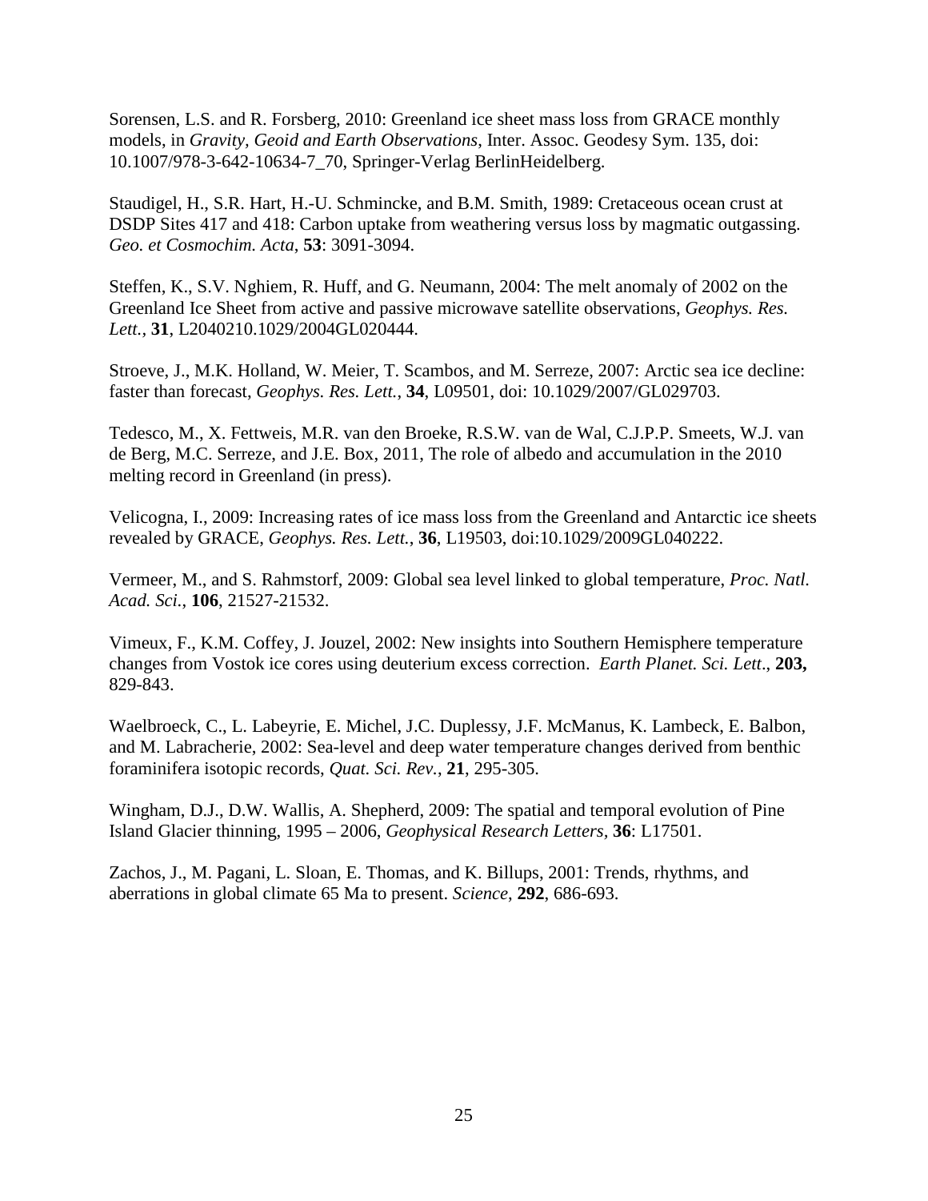Sorensen, L.S. and R. Forsberg, 2010: Greenland ice sheet mass loss from GRACE monthly models, in *Gravity, Geoid and Earth Observations*, Inter. Assoc. Geodesy Sym. 135, doi: 10.1007/978-3-642-10634-7_70, Springer-Verlag BerlinHeidelberg.

Staudigel, H., S.R. Hart, H.-U. Schmincke, and B.M. Smith, 1989: Cretaceous ocean crust at DSDP Sites 417 and 418: Carbon uptake from weathering versus loss by magmatic outgassing. *Geo. et Cosmochim. Acta*, **53**: 3091-3094.

Steffen, K., S.V. Nghiem, R. Huff, and G. Neumann, 2004: The melt anomaly of 2002 on the Greenland Ice Sheet from active and passive microwave satellite observations, *Geophys. Res. Lett.*, **31**, L2040210.1029/2004GL020444.

Stroeve, J., M.K. Holland, W. Meier, T. Scambos, and M. Serreze, 2007: Arctic sea ice decline: faster than forecast, *Geophys. Res. Lett.*, **34**, L09501, doi: 10.1029/2007/GL029703.

Tedesco, M., X. Fettweis, M.R. van den Broeke, R.S.W. van de Wal, C.J.P.P. Smeets, W.J. van de Berg, M.C. Serreze, and J.E. Box, 2011, The role of albedo and accumulation in the 2010 melting record in Greenland (in press).

Velicogna, I., 2009: Increasing rates of ice mass loss from the Greenland and Antarctic ice sheets revealed by GRACE, *Geophys. Res. Lett.*, **36**, L19503, doi:10.1029/2009GL040222.

Vermeer, M., and S. Rahmstorf, 2009: Global sea level linked to global temperature, *Proc. Natl. Acad. Sci.*, **106**, 21527-21532.

Vimeux, F., K.M. Coffey, J. Jouzel, 2002: New insights into Southern Hemisphere temperature changes from Vostok ice cores using deuterium excess correction. *Earth Planet. Sci. Lett*., **203,** 829-843.

Waelbroeck, C., L. Labeyrie, E. Michel, J.C. Duplessy, J.F. McManus, K. Lambeck, E. Balbon, and M. Labracherie, 2002: Sea-level and deep water temperature changes derived from benthic foraminifera isotopic records, *Quat. Sci. Rev.*, **21**, 295-305.

Wingham, D.J., D.W. Wallis, A. Shepherd, 2009: The spatial and temporal evolution of Pine Island Glacier thinning, 1995 – 2006, *Geophysical Research Letters*, **36**: L17501.

Zachos, J., M. Pagani, L. Sloan, E. Thomas, and K. Billups, 2001: Trends, rhythms, and aberrations in global climate 65 Ma to present. *Science*, **292**, 686-693.